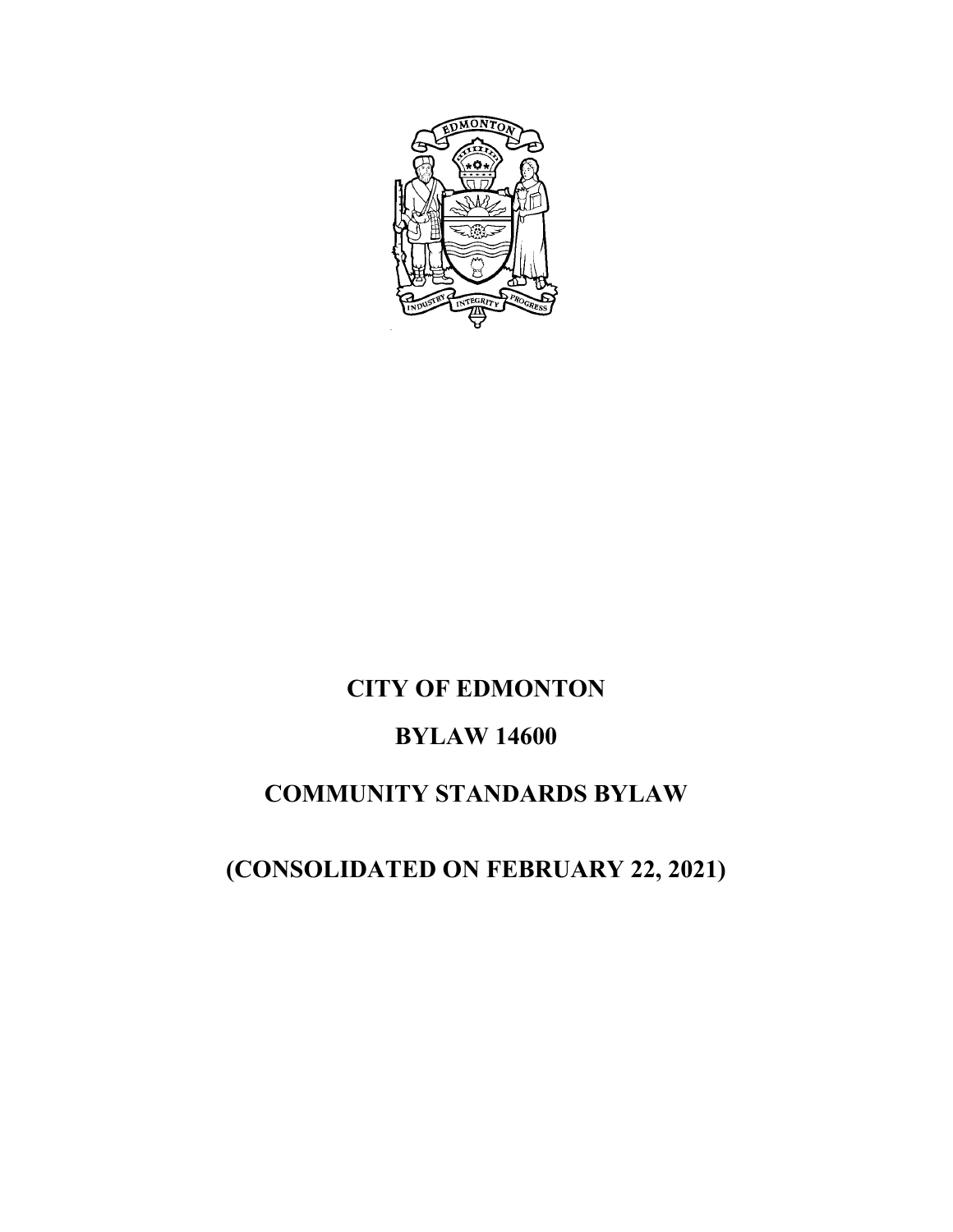# CITY OF EDMONTON

# BYLAW 14600

# COMMUNITY STANDARDS BYLAW

# (CONSOLIDATED ON FEBRUARY 22, 2021)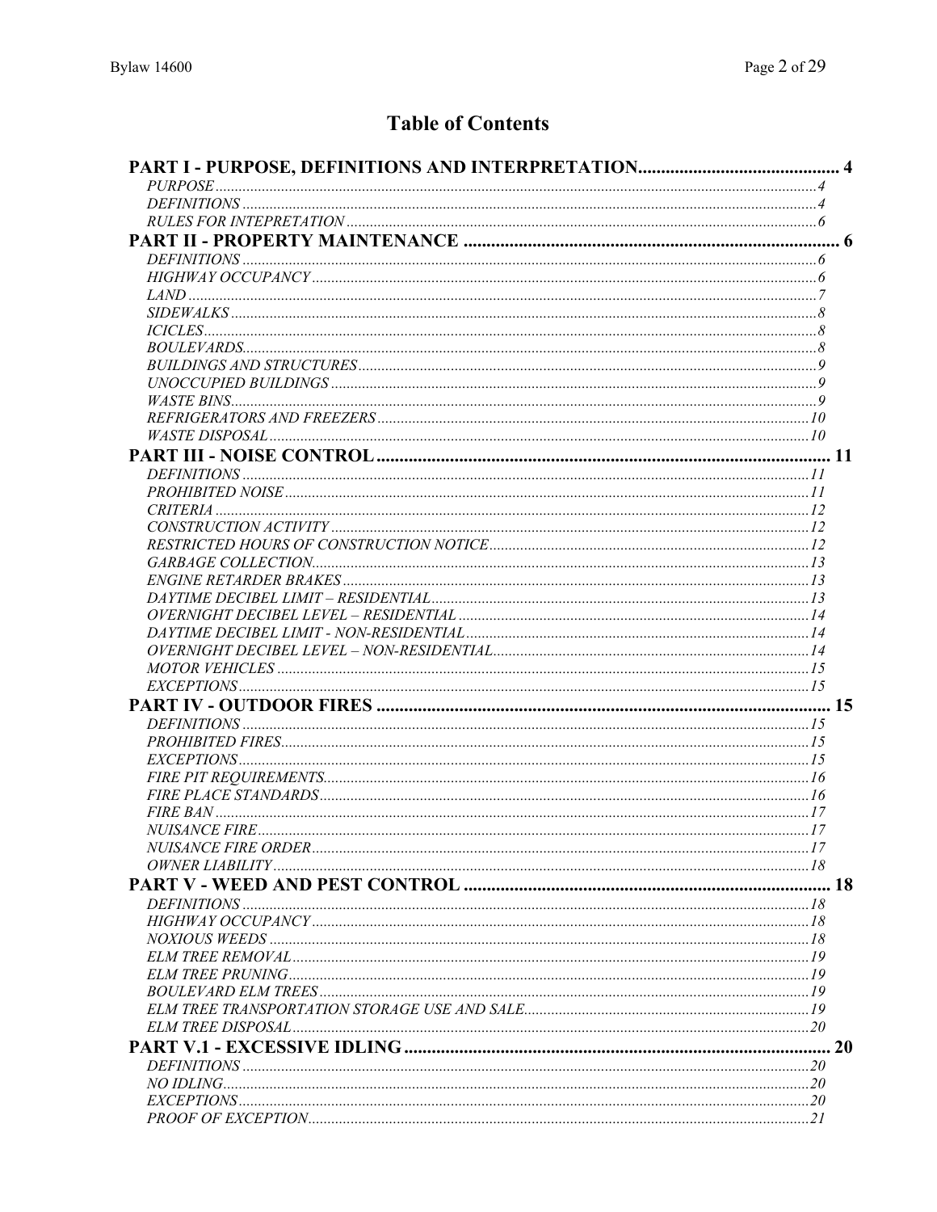# Table of Contents

**PART I - PURPOSE, DEFINITIONS AND INTERPRETATION** ........ 4

*PURPOSE* ........ 4
*DEFINITIONS* ........ 4
*RULES FOR INTEPRETATION* ........ 6

**PART II - PROPERTY MAINTENANCE** ........ 6

*DEFINITIONS* ........ 6
*HIGHWAY OCCUPANCY* ........ 6
*LAND* ........ 7
*SIDEWALKS* ........ 8
*ICICLES* ........ 8
*BOULEVARDS* ........ 8
*BUILDINGS AND STRUCTURES* ........ 9
*UNOCCUPIED BUILDINGS* ........ 9
*WASTE BINS* ........ 9
*REFRIGERATORS AND FREEZERS* ........ 10
*WASTE DISPOSAL* ........ 10

**PART III - NOISE CONTROL** ........ 11

*DEFINITIONS* ........ 11
*PROHIBITED NOISE* ........ 11
*CRITERIA* ........ 12
*CONSTRUCTION ACTIVITY* ........ 12
*RESTRICTED HOURS OF CONSTRUCTION NOTICE* ........ 12
*GARBAGE COLLECTION* ........ 13
*ENGINE RETARDER BRAKES* ........ 13
*DAYTIME DECIBEL LIMIT – RESIDENTIAL* ........ 13
*OVERNIGHT DECIBEL LEVEL – RESIDENTIAL* ........ 14
*DAYTIME DECIBEL LIMIT - NON-RESIDENTIAL* ........ 14
*OVERNIGHT DECIBEL LEVEL – NON-RESIDENTIAL* ........ 14
*MOTOR VEHICLES* ........ 15
*EXCEPTIONS* ........ 15

**PART IV - OUTDOOR FIRES** ........ 15

*DEFINITIONS* ........ 15
*PROHIBITED FIRES* ........ 15
*EXCEPTIONS* ........ 15
*FIRE PIT REQUIREMENTS* ........ 16
*FIRE PLACE STANDARDS* ........ 16
*FIRE BAN* ........ 17
*NUISANCE FIRE* ........ 17
*NUISANCE FIRE ORDER* ........ 17
*OWNER LIABILITY* ........ 18

**PART V - WEED AND PEST CONTROL** ........ 18

*DEFINITIONS* ........ 18
*HIGHWAY OCCUPANCY* ........ 18
*NOXIOUS WEEDS* ........ 18
*ELM TREE REMOVAL* ........ 19
*ELM TREE PRUNING* ........ 19
*BOULEVARD ELM TREES* ........ 19
*ELM TREE TRANSPORTATION STORAGE USE AND SALE* ........ 19
*ELM TREE DISPOSAL* ........ 20

**PART V.1 - EXCESSIVE IDLING** ........ 20

*DEFINITIONS* ........ 20
*NO IDLING* ........ 20
*EXCEPTIONS* ........ 20
*PROOF OF EXCEPTION* ........ 21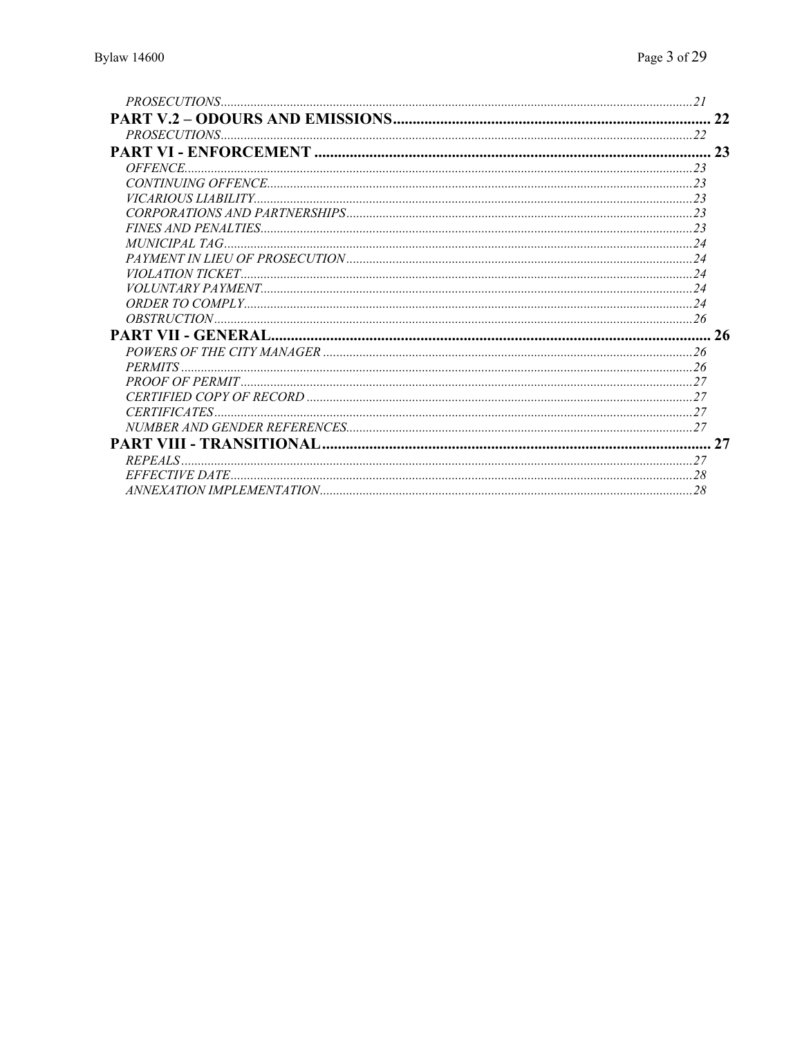*PROSECUTIONS* .......... 21

**PART V.2 – ODOURS AND EMISSIONS** .......... **22**

*PROSECUTIONS* .......... 22

**PART VI - ENFORCEMENT** .......... **23**

*OFFENCE* .......... 23

*CONTINUING OFFENCE* .......... 23

*VICARIOUS LIABILITY* .......... 23

*CORPORATIONS AND PARTNERSHIPS* .......... 23

*FINES AND PENALTIES* .......... 23

*MUNICIPAL TAG* .......... 24

*PAYMENT IN LIEU OF PROSECUTION* .......... 24

*VIOLATION TICKET* .......... 24

*VOLUNTARY PAYMENT* .......... 24

*ORDER TO COMPLY* .......... 24

*OBSTRUCTION* .......... 26

**PART VII - GENERAL** .......... **26**

*POWERS OF THE CITY MANAGER* .......... 26

*PERMITS* .......... 26

*PROOF OF PERMIT* .......... 27

*CERTIFIED COPY OF RECORD* .......... 27

*CERTIFICATES* .......... 27

*NUMBER AND GENDER REFERENCES* .......... 27

**PART VIII - TRANSITIONAL** .......... **27**

*REPEALS* .......... 27

*EFFECTIVE DATE* .......... 28

*ANNEXATION IMPLEMENTATION* .......... 28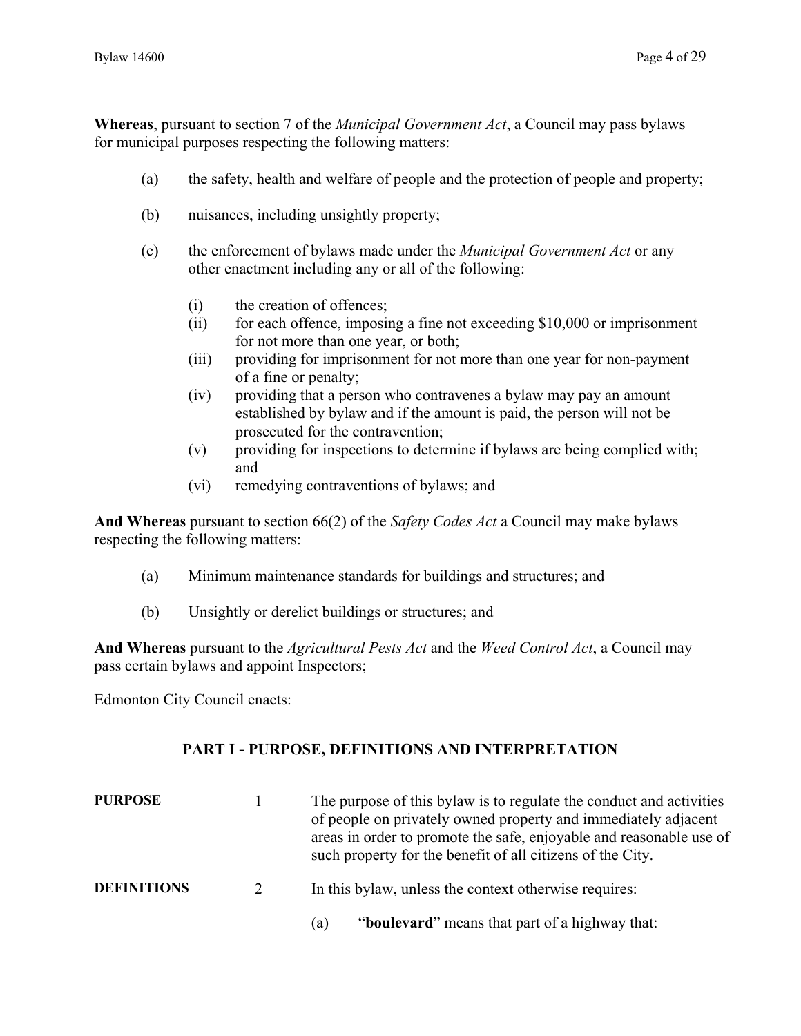**Whereas**, pursuant to section 7 of the *Municipal Government Act*, a Council may pass bylaws for municipal purposes respecting the following matters:

(a) the safety, health and welfare of people and the protection of people and property;

(b) nuisances, including unsightly property;

(c) the enforcement of bylaws made under the *Municipal Government Act* or any other enactment including any or all of the following:

- (i) the creation of offences;
- (ii) for each offence, imposing a fine not exceeding $10,000 or imprisonment for not more than one year, or both;
- (iii) providing for imprisonment for not more than one year for non-payment of a fine or penalty;
- (iv) providing that a person who contravenes a bylaw may pay an amount established by bylaw and if the amount is paid, the person will not be prosecuted for the contravention;
- (v) providing for inspections to determine if bylaws are being complied with; and
- (vi) remedying contraventions of bylaws; and

**And Whereas** pursuant to section 66(2) of the *Safety Codes Act* a Council may make bylaws respecting the following matters:

(a) Minimum maintenance standards for buildings and structures; and

(b) Unsightly or derelict buildings or structures; and

**And Whereas** pursuant to the *Agricultural Pests Act* and the *Weed Control Act*, a Council may pass certain bylaws and appoint Inspectors;

Edmonton City Council enacts:

## PART I - PURPOSE, DEFINITIONS AND INTERPRETATION

**PURPOSE**

1 The purpose of this bylaw is to regulate the conduct and activities of people on privately owned property and immediately adjacent areas in order to promote the safe, enjoyable and reasonable use of such property for the benefit of all citizens of the City.

**DEFINITIONS**

2 In this bylaw, unless the context otherwise requires:

(a) "**boulevard**" means that part of a highway that: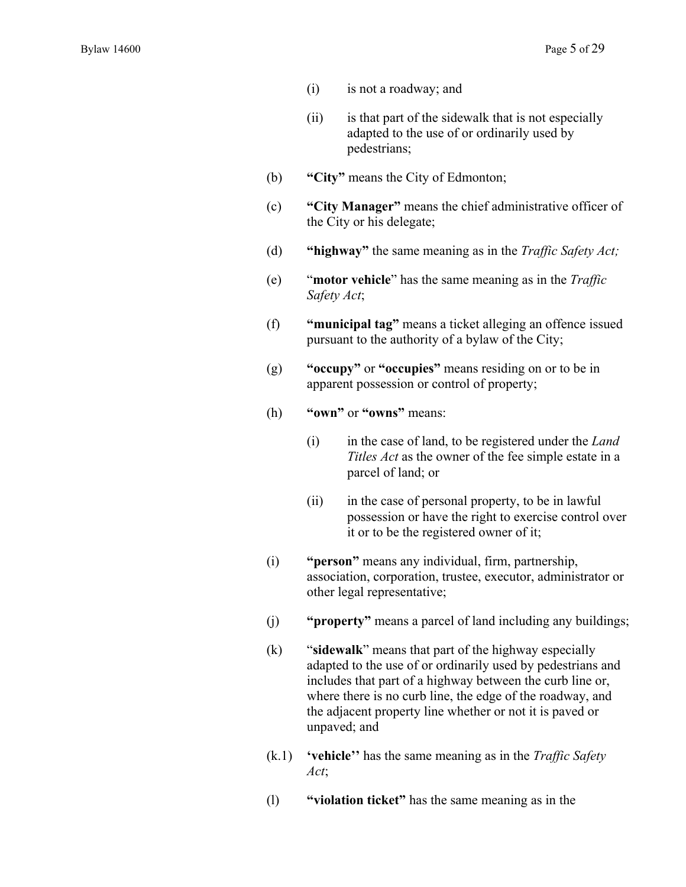(i) is not a roadway; and

(ii) is that part of the sidewalk that is not especially adapted to the use of or ordinarily used by pedestrians;

(b) **"City"** means the City of Edmonton;

(c) **"City Manager"** means the chief administrative officer of the City or his delegate;

(d) **"highway"** the same meaning as in the *Traffic Safety Act;*

(e) "**motor vehicle**" has the same meaning as in the *Traffic Safety Act*;

(f) **"municipal tag"** means a ticket alleging an offence issued pursuant to the authority of a bylaw of the City;

(g) **"occupy"** or **"occupies"** means residing on or to be in apparent possession or control of property;

(h) **"own"** or **"owns"** means:

(i) in the case of land, to be registered under the *Land Titles Act* as the owner of the fee simple estate in a parcel of land; or

(ii) in the case of personal property, to be in lawful possession or have the right to exercise control over it or to be the registered owner of it;

(i) **"person"** means any individual, firm, partnership, association, corporation, trustee, executor, administrator or other legal representative;

(j) **"property"** means a parcel of land including any buildings;

(k) "**sidewalk**" means that part of the highway especially adapted to the use of or ordinarily used by pedestrians and includes that part of a highway between the curb line or, where there is no curb line, the edge of the roadway, and the adjacent property line whether or not it is paved or unpaved; and

(k.1) **'vehicle''** has the same meaning as in the *Traffic Safety Act*;

(l) **"violation ticket"** has the same meaning as in the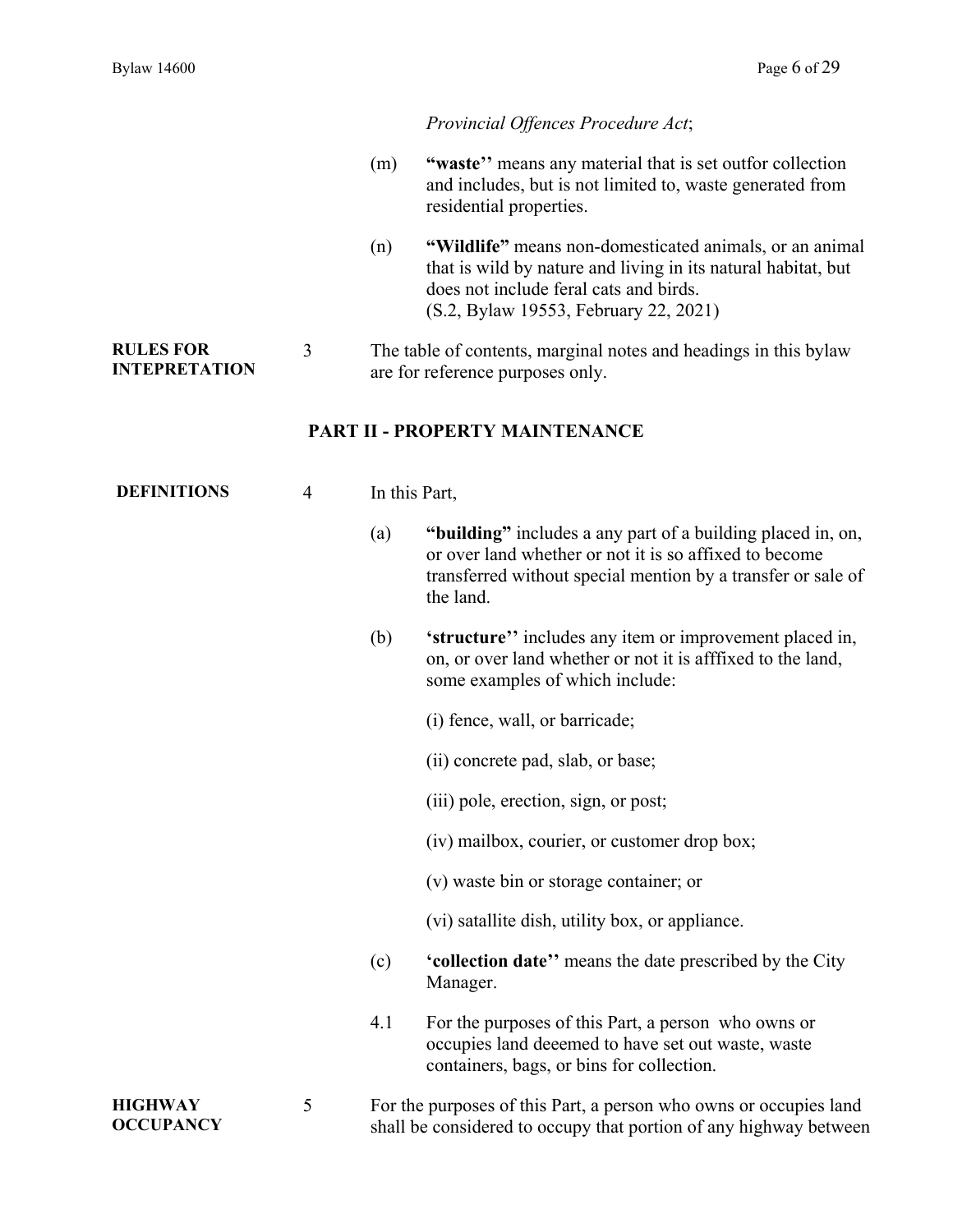*Provincial Offences Procedure Act*;

(m) **"waste''** means any material that is set outfor collection and includes, but is not limited to, waste generated from residential properties.

(n) **"Wildlife"** means non-domesticated animals, or an animal that is wild by nature and living in its natural habitat, but does not include feral cats and birds.
(S.2, Bylaw 19553, February 22, 2021)

**RULES FOR INTEPRETATION**

3 The table of contents, marginal notes and headings in this bylaw are for reference purposes only.

## PART II - PROPERTY MAINTENANCE

**DEFINITIONS**

4 In this Part,

(a) **"building"** includes a any part of a building placed in, on, or over land whether or not it is so affixed to become transferred without special mention by a transfer or sale of the land.

(b) **'structure''** includes any item or improvement placed in, on, or over land whether or not it is afffixed to the land, some examples of which include:

(i) fence, wall, or barricade;

(ii) concrete pad, slab, or base;

(iii) pole, erection, sign, or post;

(iv) mailbox, courier, or customer drop box;

(v) waste bin or storage container; or

(vi) satallite dish, utility box, or appliance.

(c) **'collection date''** means the date prescribed by the City Manager.

4.1 For the purposes of this Part, a person who owns or occupies land deeemed to have set out waste, waste containers, bags, or bins for collection.

**HIGHWAY OCCUPANCY**

5 For the purposes of this Part, a person who owns or occupies land shall be considered to occupy that portion of any highway between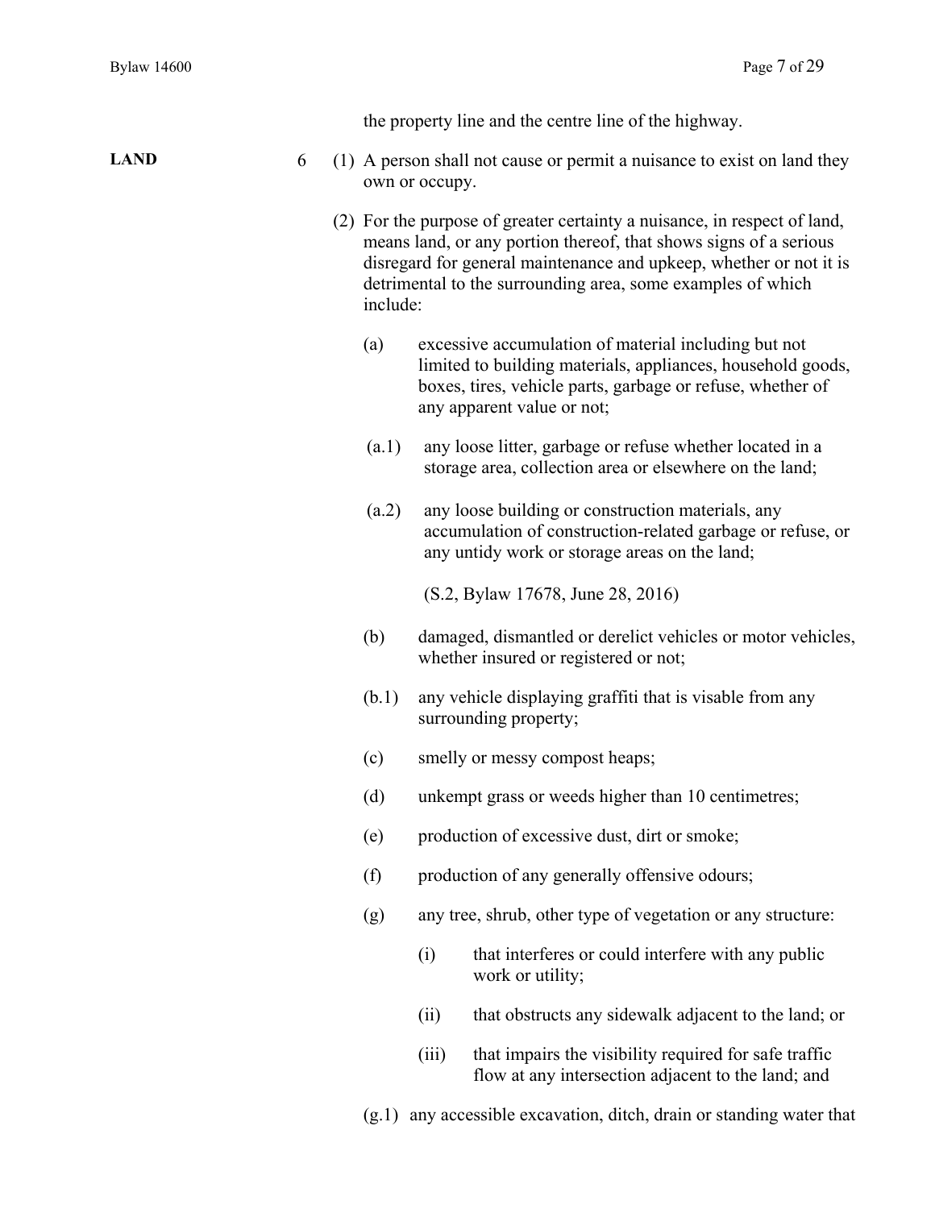the property line and the centre line of the highway.

**LAND**

6 (1) A person shall not cause or permit a nuisance to exist on land they own or occupy.

(2) For the purpose of greater certainty a nuisance, in respect of land, means land, or any portion thereof, that shows signs of a serious disregard for general maintenance and upkeep, whether or not it is detrimental to the surrounding area, some examples of which include:

(a) excessive accumulation of material including but not limited to building materials, appliances, household goods, boxes, tires, vehicle parts, garbage or refuse, whether of any apparent value or not;

(a.1) any loose litter, garbage or refuse whether located in a storage area, collection area or elsewhere on the land;

(a.2) any loose building or construction materials, any accumulation of construction-related garbage or refuse, or any untidy work or storage areas on the land;

(S.2, Bylaw 17678, June 28, 2016)

(b) damaged, dismantled or derelict vehicles or motor vehicles, whether insured or registered or not;

(b.1) any vehicle displaying graffiti that is visable from any surrounding property;

(c) smelly or messy compost heaps;

(d) unkempt grass or weeds higher than 10 centimetres;

(e) production of excessive dust, dirt or smoke;

(f) production of any generally offensive odours;

(g) any tree, shrub, other type of vegetation or any structure:

(i) that interferes or could interfere with any public work or utility;

(ii) that obstructs any sidewalk adjacent to the land; or

(iii) that impairs the visibility required for safe traffic flow at any intersection adjacent to the land; and

(g.1) any accessible excavation, ditch, drain or standing water that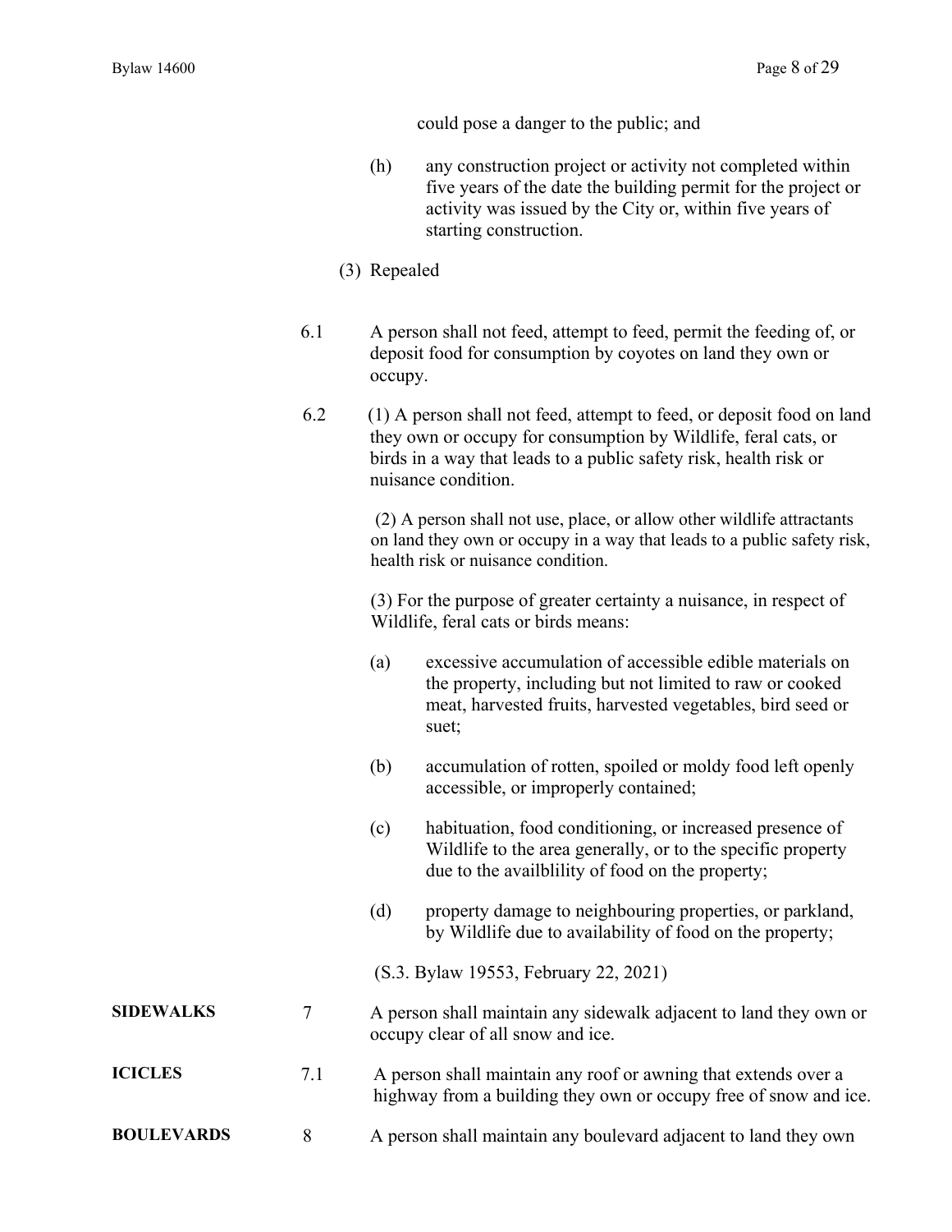could pose a danger to the public; and

(h) any construction project or activity not completed within five years of the date the building permit for the project or activity was issued by the City or, within five years of starting construction.

(3) Repealed

6.1 A person shall not feed, attempt to feed, permit the feeding of, or deposit food for consumption by coyotes on land they own or occupy.

6.2 (1) A person shall not feed, attempt to feed, or deposit food on land they own or occupy for consumption by Wildlife, feral cats, or birds in a way that leads to a public safety risk, health risk or nuisance condition.

(2) A person shall not use, place, or allow other wildlife attractants on land they own or occupy in a way that leads to a public safety risk, health risk or nuisance condition.

(3) For the purpose of greater certainty a nuisance, in respect of Wildlife, feral cats or birds means:

(a) excessive accumulation of accessible edible materials on the property, including but not limited to raw or cooked meat, harvested fruits, harvested vegetables, bird seed or suet;

(b) accumulation of rotten, spoiled or moldy food left openly accessible, or improperly contained;

(c) habituation, food conditioning, or increased presence of Wildlife to the area generally, or to the specific property due to the availblility of food on the property;

(d) property damage to neighbouring properties, or parkland, by Wildlife due to availability of food on the property;

(S.3. Bylaw 19553, February 22, 2021)

**SIDEWALKS** 7 A person shall maintain any sidewalk adjacent to land they own or occupy clear of all snow and ice.

**ICICLES** 7.1 A person shall maintain any roof or awning that extends over a highway from a building they own or occupy free of snow and ice.

**BOULEVARDS** 8 A person shall maintain any boulevard adjacent to land they own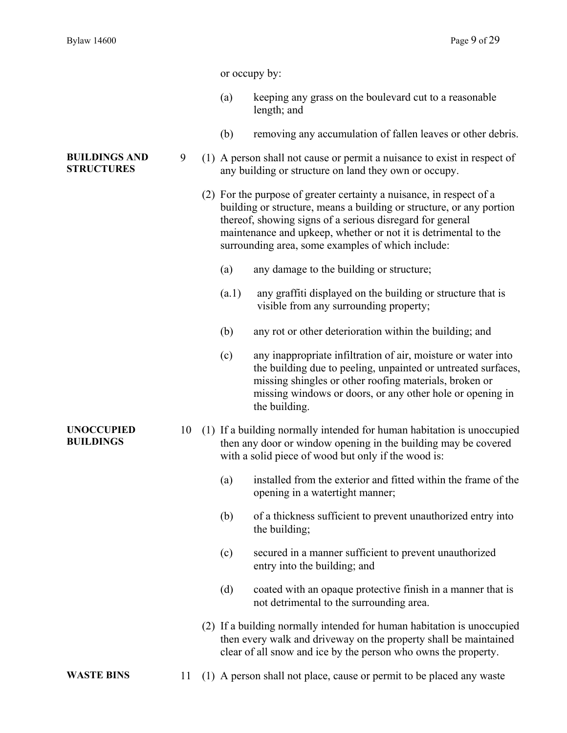or occupy by:

(a) keeping any grass on the boulevard cut to a reasonable length; and

(b) removing any accumulation of fallen leaves or other debris.

**BUILDINGS AND STRUCTURES**

9 (1) A person shall not cause or permit a nuisance to exist in respect of any building or structure on land they own or occupy.

(2) For the purpose of greater certainty a nuisance, in respect of a building or structure, means a building or structure, or any portion thereof, showing signs of a serious disregard for general maintenance and upkeep, whether or not it is detrimental to the surrounding area, some examples of which include:

(a) any damage to the building or structure;

(a.1) any graffiti displayed on the building or structure that is visible from any surrounding property;

(b) any rot or other deterioration within the building; and

(c) any inappropriate infiltration of air, moisture or water into the building due to peeling, unpainted or untreated surfaces, missing shingles or other roofing materials, broken or missing windows or doors, or any other hole or opening in the building.

**UNOCCUPIED BUILDINGS**

10 (1) If a building normally intended for human habitation is unoccupied then any door or window opening in the building may be covered with a solid piece of wood but only if the wood is:

(a) installed from the exterior and fitted within the frame of the opening in a watertight manner;

(b) of a thickness sufficient to prevent unauthorized entry into the building;

(c) secured in a manner sufficient to prevent unauthorized entry into the building; and

(d) coated with an opaque protective finish in a manner that is not detrimental to the surrounding area.

(2) If a building normally intended for human habitation is unoccupied then every walk and driveway on the property shall be maintained clear of all snow and ice by the person who owns the property.

**WASTE BINS**

11 (1) A person shall not place, cause or permit to be placed any waste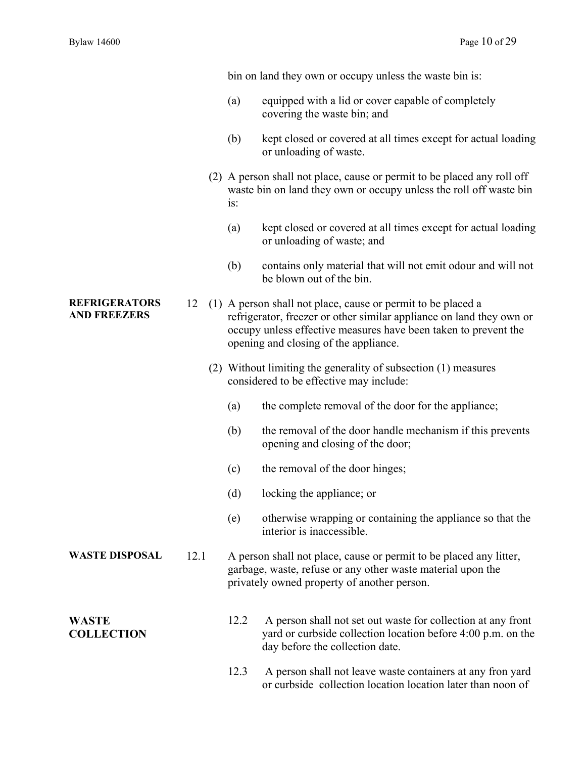bin on land they own or occupy unless the waste bin is:

(a) equipped with a lid or cover capable of completely covering the waste bin; and

(b) kept closed or covered at all times except for actual loading or unloading of waste.

(2) A person shall not place, cause or permit to be placed any roll off waste bin on land they own or occupy unless the roll off waste bin is:

(a) kept closed or covered at all times except for actual loading or unloading of waste; and

(b) contains only material that will not emit odour and will not be blown out of the bin.

**REFRIGERATORS AND FREEZERS**

12 (1) A person shall not place, cause or permit to be placed a refrigerator, freezer or other similar appliance on land they own or occupy unless effective measures have been taken to prevent the opening and closing of the appliance.

(2) Without limiting the generality of subsection (1) measures considered to be effective may include:

(a) the complete removal of the door for the appliance;

(b) the removal of the door handle mechanism if this prevents opening and closing of the door;

(c) the removal of the door hinges;

(d) locking the appliance; or

(e) otherwise wrapping or containing the appliance so that the interior is inaccessible.

**WASTE DISPOSAL**

12.1 A person shall not place, cause or permit to be placed any litter, garbage, waste, refuse or any other waste material upon the privately owned property of another person.

**WASTE COLLECTION**

12.2 A person shall not set out waste for collection at any front yard or curbside collection location before 4:00 p.m. on the day before the collection date.

12.3 A person shall not leave waste containers at any fron yard or curbside collection location location later than noon of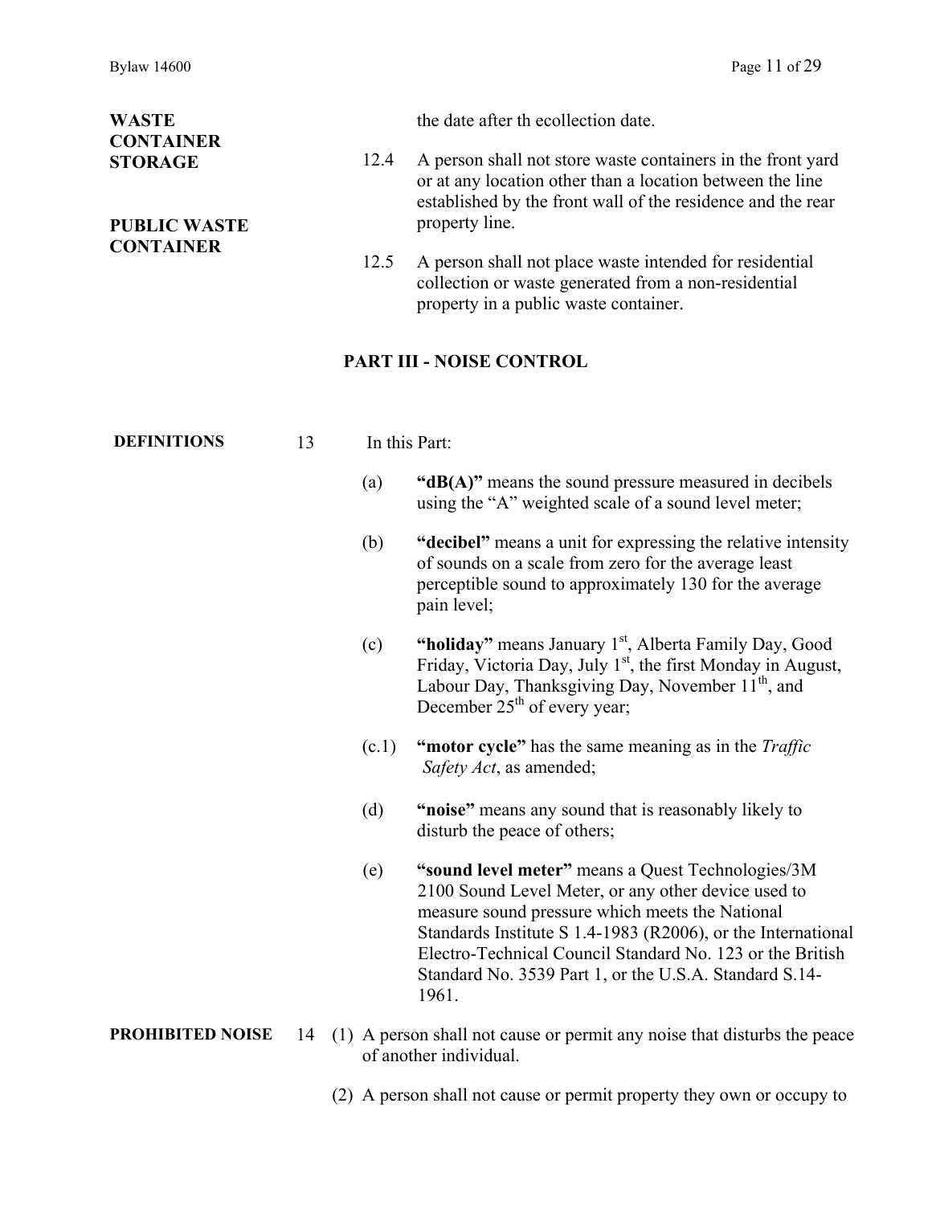the date after th ecollection date.

**WASTE CONTAINER STORAGE**

12.4 A person shall not store waste containers in the front yard or at any location other than a location between the line established by the front wall of the residence and the rear property line.

**PUBLIC WASTE CONTAINER**

12.5 A person shall not place waste intended for residential collection or waste generated from a non-residential property in a public waste container.

## PART III - NOISE CONTROL

**DEFINITIONS**

13 In this Part:

(a) **"dB(A)"** means the sound pressure measured in decibels using the "A" weighted scale of a sound level meter;

(b) **"decibel"** means a unit for expressing the relative intensity of sounds on a scale from zero for the average least perceptible sound to approximately 130 for the average pain level;

(c) **"holiday"** means January 1st, Alberta Family Day, Good Friday, Victoria Day, July 1st, the first Monday in August, Labour Day, Thanksgiving Day, November 11th, and December 25th of every year;

(c.1) **"motor cycle"** has the same meaning as in the *Traffic Safety Act*, as amended;

(d) **"noise"** means any sound that is reasonably likely to disturb the peace of others;

(e) **"sound level meter"** means a Quest Technologies/3M 2100 Sound Level Meter, or any other device used to measure sound pressure which meets the National Standards Institute S 1.4-1983 (R2006), or the International Electro-Technical Council Standard No. 123 or the British Standard No. 3539 Part 1, or the U.S.A. Standard S.14-1961.

**PROHIBITED NOISE**

14 (1) A person shall not cause or permit any noise that disturbs the peace of another individual.

(2) A person shall not cause or permit property they own or occupy to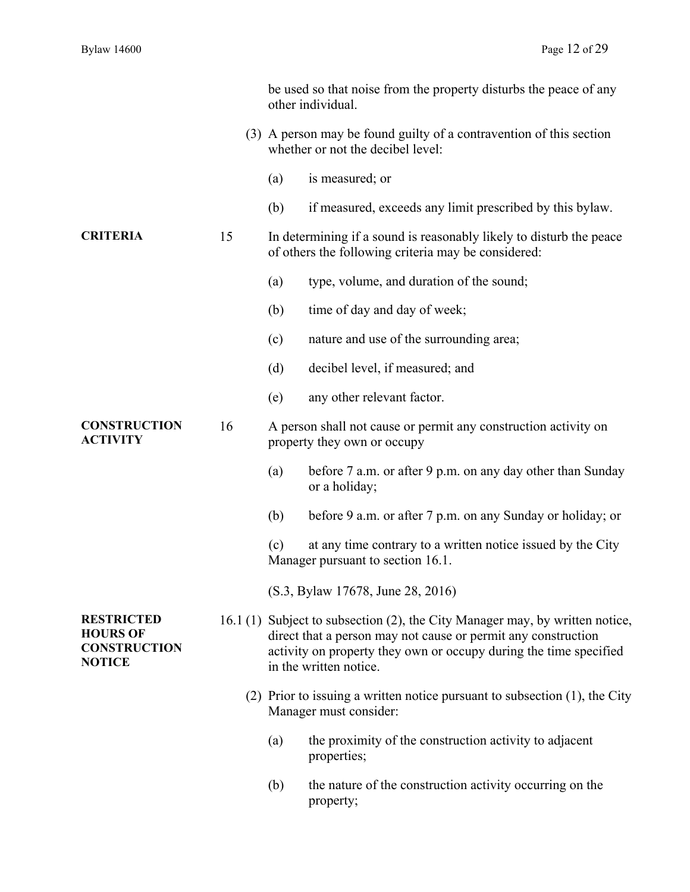be used so that noise from the property disturbs the peace of any other individual.

(3) A person may be found guilty of a contravention of this section whether or not the decibel level:

(a) is measured; or

(b) if measured, exceeds any limit prescribed by this bylaw.

**CRITERIA**

15 In determining if a sound is reasonably likely to disturb the peace of others the following criteria may be considered:

(a) type, volume, and duration of the sound;

(b) time of day and day of week;

(c) nature and use of the surrounding area;

(d) decibel level, if measured; and

(e) any other relevant factor.

**CONSTRUCTION ACTIVITY**

16 A person shall not cause or permit any construction activity on property they own or occupy

(a) before 7 a.m. or after 9 p.m. on any day other than Sunday or a holiday;

(b) before 9 a.m. or after 7 p.m. on any Sunday or holiday; or

(c) at any time contrary to a written notice issued by the City Manager pursuant to section 16.1.

(S.3, Bylaw 17678, June 28, 2016)

**RESTRICTED HOURS OF CONSTRUCTION NOTICE**

16.1 (1) Subject to subsection (2), the City Manager may, by written notice, direct that a person may not cause or permit any construction activity on property they own or occupy during the time specified in the written notice.

(2) Prior to issuing a written notice pursuant to subsection (1), the City Manager must consider:

(a) the proximity of the construction activity to adjacent properties;

(b) the nature of the construction activity occurring on the property;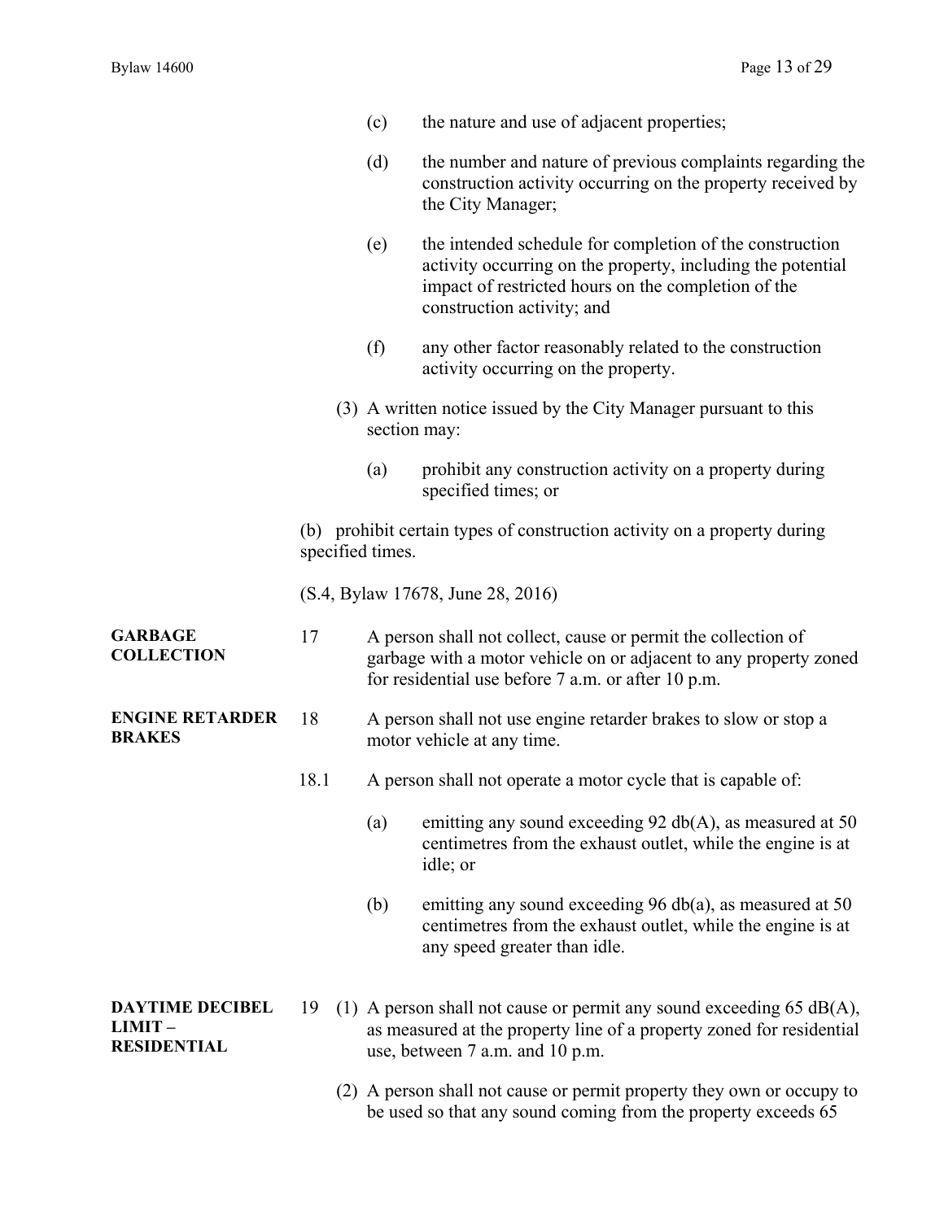(c) the nature and use of adjacent properties;

(d) the number and nature of previous complaints regarding the construction activity occurring on the property received by the City Manager;

(e) the intended schedule for completion of the construction activity occurring on the property, including the potential impact of restricted hours on the completion of the construction activity; and

(f) any other factor reasonably related to the construction activity occurring on the property.

(3) A written notice issued by the City Manager pursuant to this section may:

(a) prohibit any construction activity on a property during specified times; or

(b) prohibit certain types of construction activity on a property during specified times.

(S.4, Bylaw 17678, June 28, 2016)

**GARBAGE COLLECTION**

17 A person shall not collect, cause or permit the collection of garbage with a motor vehicle on or adjacent to any property zoned for residential use before 7 a.m. or after 10 p.m.

**ENGINE RETARDER BRAKES**

18 A person shall not use engine retarder brakes to slow or stop a motor vehicle at any time.

18.1 A person shall not operate a motor cycle that is capable of:

(a) emitting any sound exceeding 92 db(A), as measured at 50 centimetres from the exhaust outlet, while the engine is at idle; or

(b) emitting any sound exceeding 96 db(a), as measured at 50 centimetres from the exhaust outlet, while the engine is at any speed greater than idle.

**DAYTIME DECIBEL LIMIT – RESIDENTIAL**

19 (1) A person shall not cause or permit any sound exceeding 65 dB(A), as measured at the property line of a property zoned for residential use, between 7 a.m. and 10 p.m.

(2) A person shall not cause or permit property they own or occupy to be used so that any sound coming from the property exceeds 65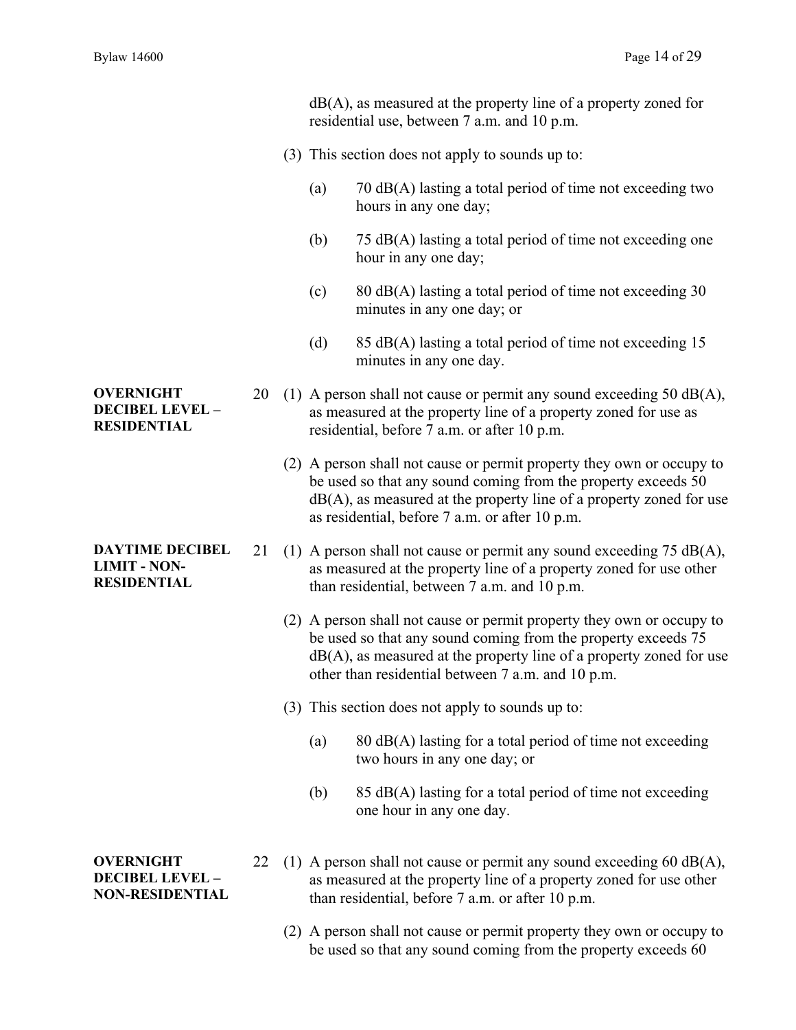dB(A), as measured at the property line of a property zoned for residential use, between 7 a.m. and 10 p.m.

(3) This section does not apply to sounds up to:

(a) 70 dB(A) lasting a total period of time not exceeding two hours in any one day;

(b) 75 dB(A) lasting a total period of time not exceeding one hour in any one day;

(c) 80 dB(A) lasting a total period of time not exceeding 30 minutes in any one day; or

(d) 85 dB(A) lasting a total period of time not exceeding 15 minutes in any one day.

**OVERNIGHT DECIBEL LEVEL – RESIDENTIAL**

20 (1) A person shall not cause or permit any sound exceeding 50 dB(A), as measured at the property line of a property zoned for use as residential, before 7 a.m. or after 10 p.m.

(2) A person shall not cause or permit property they own or occupy to be used so that any sound coming from the property exceeds 50 dB(A), as measured at the property line of a property zoned for use as residential, before 7 a.m. or after 10 p.m.

**DAYTIME DECIBEL LIMIT - NON-RESIDENTIAL**

21 (1) A person shall not cause or permit any sound exceeding 75 dB(A), as measured at the property line of a property zoned for use other than residential, between 7 a.m. and 10 p.m.

(2) A person shall not cause or permit property they own or occupy to be used so that any sound coming from the property exceeds 75 dB(A), as measured at the property line of a property zoned for use other than residential between 7 a.m. and 10 p.m.

(3) This section does not apply to sounds up to:

(a) 80 dB(A) lasting for a total period of time not exceeding two hours in any one day; or

(b) 85 dB(A) lasting for a total period of time not exceeding one hour in any one day.

**OVERNIGHT DECIBEL LEVEL – NON-RESIDENTIAL**

22 (1) A person shall not cause or permit any sound exceeding 60 dB(A), as measured at the property line of a property zoned for use other than residential, before 7 a.m. or after 10 p.m.

(2) A person shall not cause or permit property they own or occupy to be used so that any sound coming from the property exceeds 60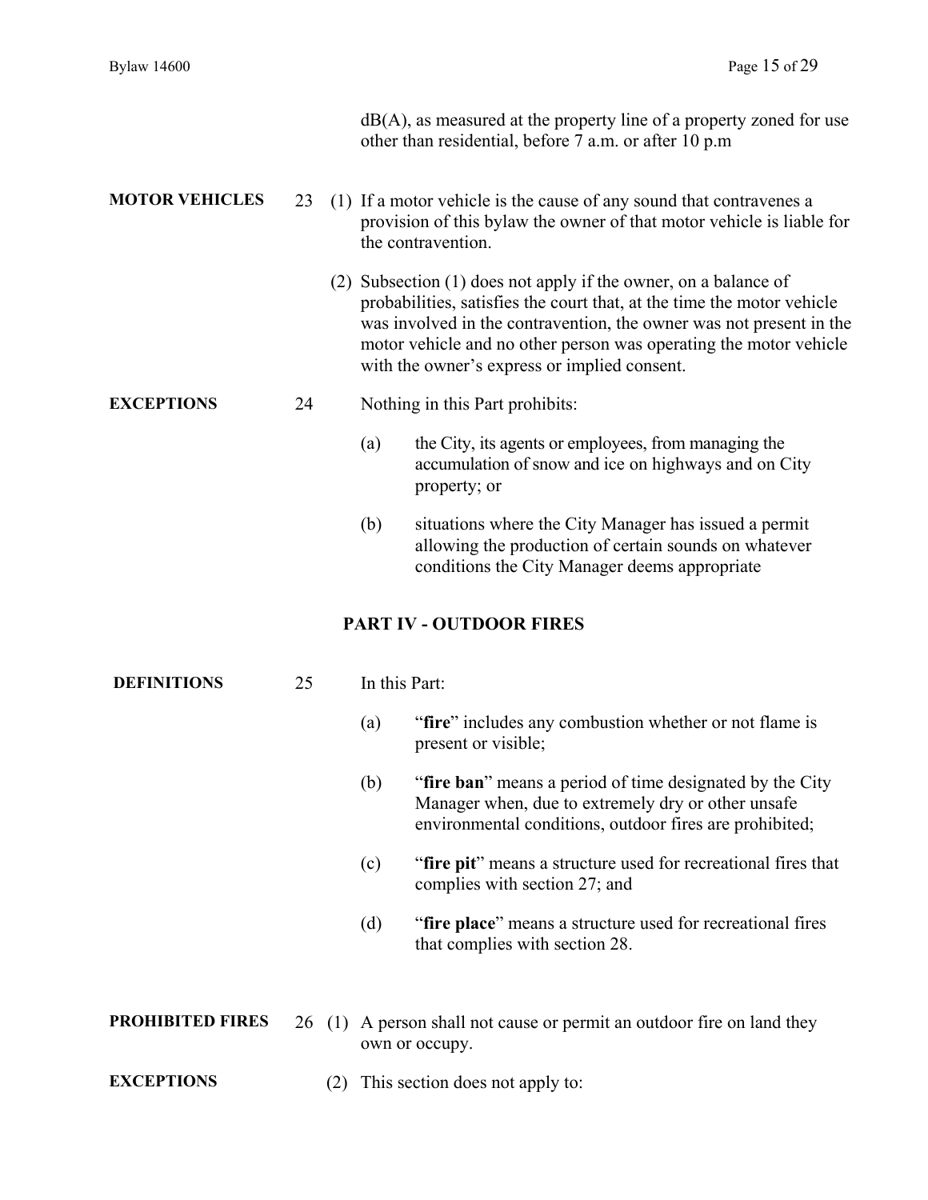dB(A), as measured at the property line of a property zoned for use other than residential, before 7 a.m. or after 10 p.m

**MOTOR VEHICLES** 23 (1) If a motor vehicle is the cause of any sound that contravenes a provision of this bylaw the owner of that motor vehicle is liable for the contravention.

(2) Subsection (1) does not apply if the owner, on a balance of probabilities, satisfies the court that, at the time the motor vehicle was involved in the contravention, the owner was not present in the motor vehicle and no other person was operating the motor vehicle with the owner's express or implied consent.

**EXCEPTIONS** 24 Nothing in this Part prohibits:

(a) the City, its agents or employees, from managing the accumulation of snow and ice on highways and on City property; or

(b) situations where the City Manager has issued a permit allowing the production of certain sounds on whatever conditions the City Manager deems appropriate

## PART IV - OUTDOOR FIRES

**DEFINITIONS** 25 In this Part:

(a) "**fire**" includes any combustion whether or not flame is present or visible;

(b) "**fire ban**" means a period of time designated by the City Manager when, due to extremely dry or other unsafe environmental conditions, outdoor fires are prohibited;

(c) "**fire pit**" means a structure used for recreational fires that complies with section 27; and

(d) "**fire place**" means a structure used for recreational fires that complies with section 28.

**PROHIBITED FIRES** 26 (1) A person shall not cause or permit an outdoor fire on land they own or occupy.

**EXCEPTIONS** (2) This section does not apply to: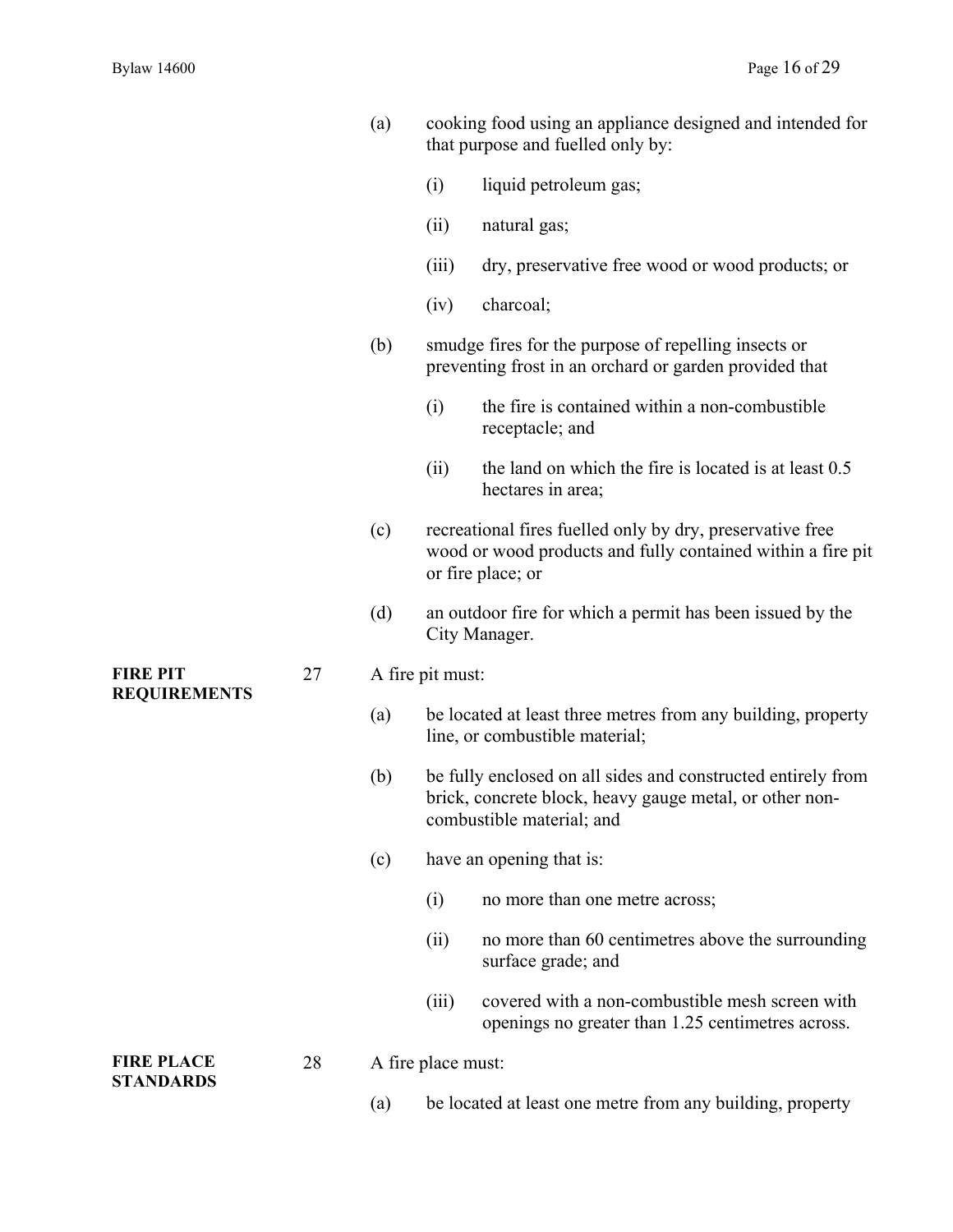(a) cooking food using an appliance designed and intended for that purpose and fuelled only by:

  (i) liquid petroleum gas;

  (ii) natural gas;

  (iii) dry, preservative free wood or wood products; or

  (iv) charcoal;

(b) smudge fires for the purpose of repelling insects or preventing frost in an orchard or garden provided that

  (i) the fire is contained within a non-combustible receptacle; and

  (ii) the land on which the fire is located is at least 0.5 hectares in area;

(c) recreational fires fuelled only by dry, preservative free wood or wood products and fully contained within a fire pit or fire place; or

(d) an outdoor fire for which a permit has been issued by the City Manager.

**FIRE PIT REQUIREMENTS**

27 A fire pit must:

(a) be located at least three metres from any building, property line, or combustible material;

(b) be fully enclosed on all sides and constructed entirely from brick, concrete block, heavy gauge metal, or other non-combustible material; and

(c) have an opening that is:

  (i) no more than one metre across;

  (ii) no more than 60 centimetres above the surrounding surface grade; and

  (iii) covered with a non-combustible mesh screen with openings no greater than 1.25 centimetres across.

**FIRE PLACE STANDARDS**

28 A fire place must:

(a) be located at least one metre from any building, property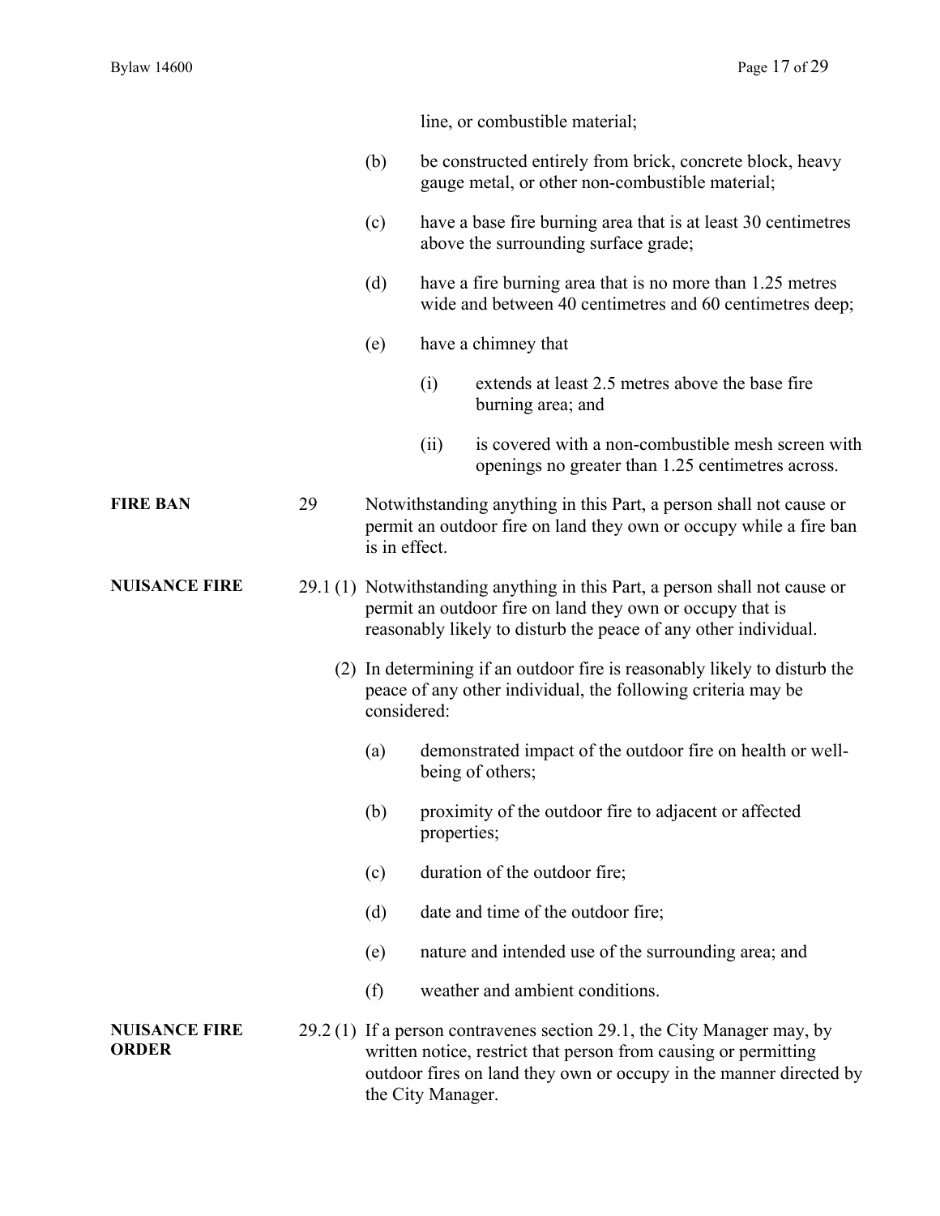line, or combustible material;

(b) be constructed entirely from brick, concrete block, heavy gauge metal, or other non-combustible material;

(c) have a base fire burning area that is at least 30 centimetres above the surrounding surface grade;

(d) have a fire burning area that is no more than 1.25 metres wide and between 40 centimetres and 60 centimetres deep;

(e) have a chimney that

(i) extends at least 2.5 metres above the base fire burning area; and

(ii) is covered with a non-combustible mesh screen with openings no greater than 1.25 centimetres across.

**FIRE BAN**

29 Notwithstanding anything in this Part, a person shall not cause or permit an outdoor fire on land they own or occupy while a fire ban is in effect.

**NUISANCE FIRE**

29.1 (1) Notwithstanding anything in this Part, a person shall not cause or permit an outdoor fire on land they own or occupy that is reasonably likely to disturb the peace of any other individual.

(2) In determining if an outdoor fire is reasonably likely to disturb the peace of any other individual, the following criteria may be considered:

(a) demonstrated impact of the outdoor fire on health or well-being of others;

(b) proximity of the outdoor fire to adjacent or affected properties;

(c) duration of the outdoor fire;

(d) date and time of the outdoor fire;

(e) nature and intended use of the surrounding area; and

(f) weather and ambient conditions.

**NUISANCE FIRE ORDER**

29.2 (1) If a person contravenes section 29.1, the City Manager may, by written notice, restrict that person from causing or permitting outdoor fires on land they own or occupy in the manner directed by the City Manager.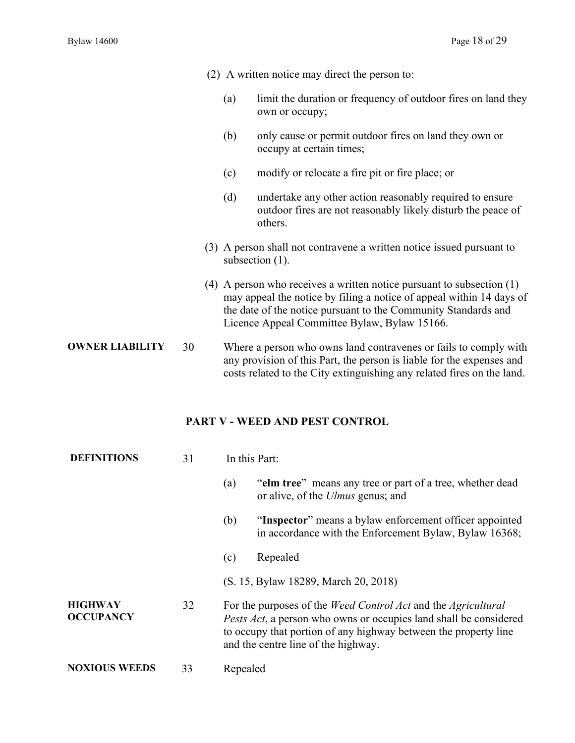(2) A written notice may direct the person to:

(a) limit the duration or frequency of outdoor fires on land they own or occupy;

(b) only cause or permit outdoor fires on land they own or occupy at certain times;

(c) modify or relocate a fire pit or fire place; or

(d) undertake any other action reasonably required to ensure outdoor fires are not reasonably likely disturb the peace of others.

(3) A person shall not contravene a written notice issued pursuant to subsection (1).

(4) A person who receives a written notice pursuant to subsection (1) may appeal the notice by filing a notice of appeal within 14 days of the date of the notice pursuant to the Community Standards and Licence Appeal Committee Bylaw, Bylaw 15166.

**OWNER LIABILITY**

30 Where a person who owns land contravenes or fails to comply with any provision of this Part, the person is liable for the expenses and costs related to the City extinguishing any related fires on the land.

## PART V - WEED AND PEST CONTROL

**DEFINITIONS**

31 In this Part:

(a) "**elm tree**" means any tree or part of a tree, whether dead or alive, of the *Ulmus* genus; and

(b) "**Inspector**" means a bylaw enforcement officer appointed in accordance with the Enforcement Bylaw, Bylaw 16368;

(c) Repealed

(S. 15, Bylaw 18289, March 20, 2018)

**HIGHWAY OCCUPANCY**

32 For the purposes of the *Weed Control Act* and the *Agricultural Pests Act*, a person who owns or occupies land shall be considered to occupy that portion of any highway between the property line and the centre line of the highway.

**NOXIOUS WEEDS**

33 Repealed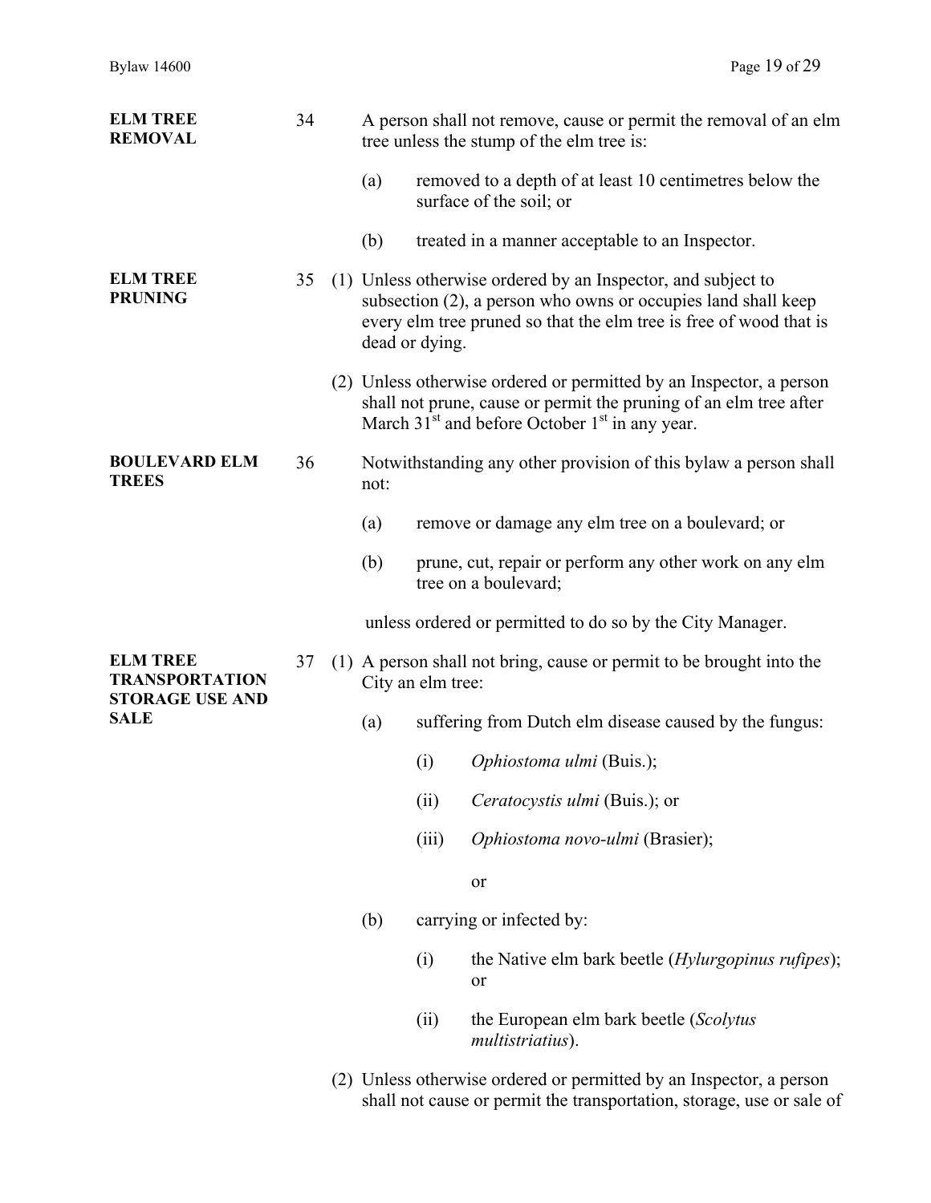**ELM TREE REMOVAL**

34 A person shall not remove, cause or permit the removal of an elm tree unless the stump of the elm tree is:

(a) removed to a depth of at least 10 centimetres below the surface of the soil; or

(b) treated in a manner acceptable to an Inspector.

**ELM TREE PRUNING**

35 (1) Unless otherwise ordered by an Inspector, and subject to subsection (2), a person who owns or occupies land shall keep every elm tree pruned so that the elm tree is free of wood that is dead or dying.

(2) Unless otherwise ordered or permitted by an Inspector, a person shall not prune, cause or permit the pruning of an elm tree after March 31st and before October 1st in any year.

**BOULEVARD ELM TREES**

36 Notwithstanding any other provision of this bylaw a person shall not:

(a) remove or damage any elm tree on a boulevard; or

(b) prune, cut, repair or perform any other work on any elm tree on a boulevard;

unless ordered or permitted to do so by the City Manager.

**ELM TREE TRANSPORTATION STORAGE USE AND SALE**

37 (1) A person shall not bring, cause or permit to be brought into the City an elm tree:

(a) suffering from Dutch elm disease caused by the fungus:

(i) *Ophiostoma ulmi* (Buis.);

(ii) *Ceratocystis ulmi* (Buis.); or

(iii) *Ophiostoma novo-ulmi* (Brasier);

or

(b) carrying or infected by:

(i) the Native elm bark beetle (*Hylurgopinus rufipes*); or

(ii) the European elm bark beetle (*Scolytus multistriatius*).

(2) Unless otherwise ordered or permitted by an Inspector, a person shall not cause or permit the transportation, storage, use or sale of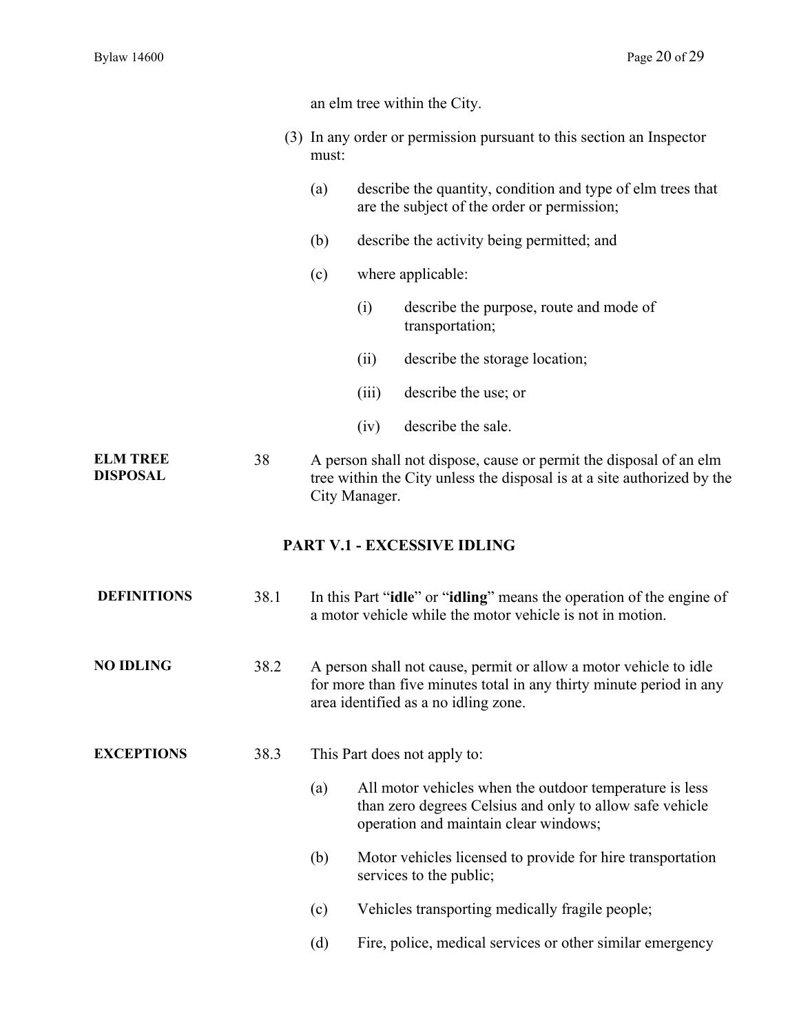an elm tree within the City.

(3) In any order or permission pursuant to this section an Inspector must:

(a) describe the quantity, condition and type of elm trees that are the subject of the order or permission;

(b) describe the activity being permitted; and

(c) where applicable:

(i) describe the purpose, route and mode of transportation;

(ii) describe the storage location;

(iii) describe the use; or

(iv) describe the sale.

**ELM TREE DISPOSAL**

38 A person shall not dispose, cause or permit the disposal of an elm tree within the City unless the disposal is at a site authorized by the City Manager.

## PART V.1 - EXCESSIVE IDLING

**DEFINITIONS**

38.1 In this Part "**idle**" or "**idling**" means the operation of the engine of a motor vehicle while the motor vehicle is not in motion.

**NO IDLING**

38.2 A person shall not cause, permit or allow a motor vehicle to idle for more than five minutes total in any thirty minute period in any area identified as a no idling zone.

**EXCEPTIONS**

38.3 This Part does not apply to:

(a) All motor vehicles when the outdoor temperature is less than zero degrees Celsius and only to allow safe vehicle operation and maintain clear windows;

(b) Motor vehicles licensed to provide for hire transportation services to the public;

(c) Vehicles transporting medically fragile people;

(d) Fire, police, medical services or other similar emergency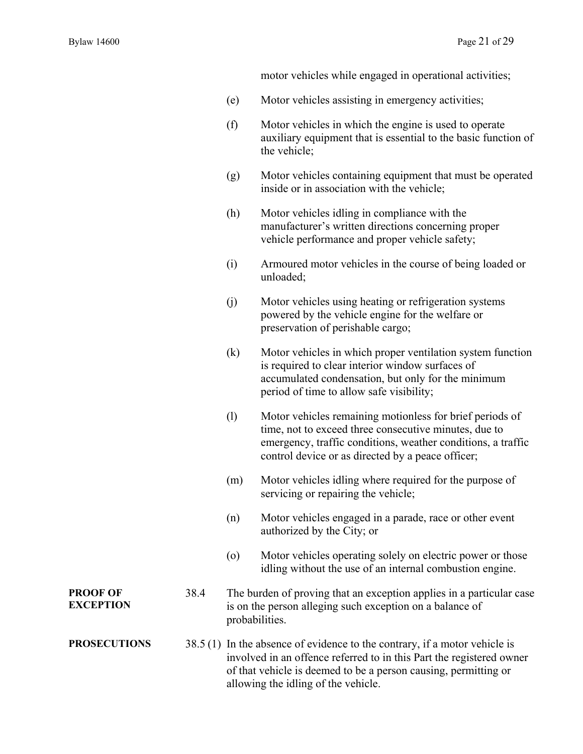motor vehicles while engaged in operational activities;

(e) Motor vehicles assisting in emergency activities;

(f) Motor vehicles in which the engine is used to operate auxiliary equipment that is essential to the basic function of the vehicle;

(g) Motor vehicles containing equipment that must be operated inside or in association with the vehicle;

(h) Motor vehicles idling in compliance with the manufacturer's written directions concerning proper vehicle performance and proper vehicle safety;

(i) Armoured motor vehicles in the course of being loaded or unloaded;

(j) Motor vehicles using heating or refrigeration systems powered by the vehicle engine for the welfare or preservation of perishable cargo;

(k) Motor vehicles in which proper ventilation system function is required to clear interior window surfaces of accumulated condensation, but only for the minimum period of time to allow safe visibility;

(l) Motor vehicles remaining motionless for brief periods of time, not to exceed three consecutive minutes, due to emergency, traffic conditions, weather conditions, a traffic control device or as directed by a peace officer;

(m) Motor vehicles idling where required for the purpose of servicing or repairing the vehicle;

(n) Motor vehicles engaged in a parade, race or other event authorized by the City; or

(o) Motor vehicles operating solely on electric power or those idling without the use of an internal combustion engine.

**PROOF OF EXCEPTION**

38.4 The burden of proving that an exception applies in a particular case is on the person alleging such exception on a balance of probabilities.

**PROSECUTIONS**

38.5 (1) In the absence of evidence to the contrary, if a motor vehicle is involved in an offence referred to in this Part the registered owner of that vehicle is deemed to be a person causing, permitting or allowing the idling of the vehicle.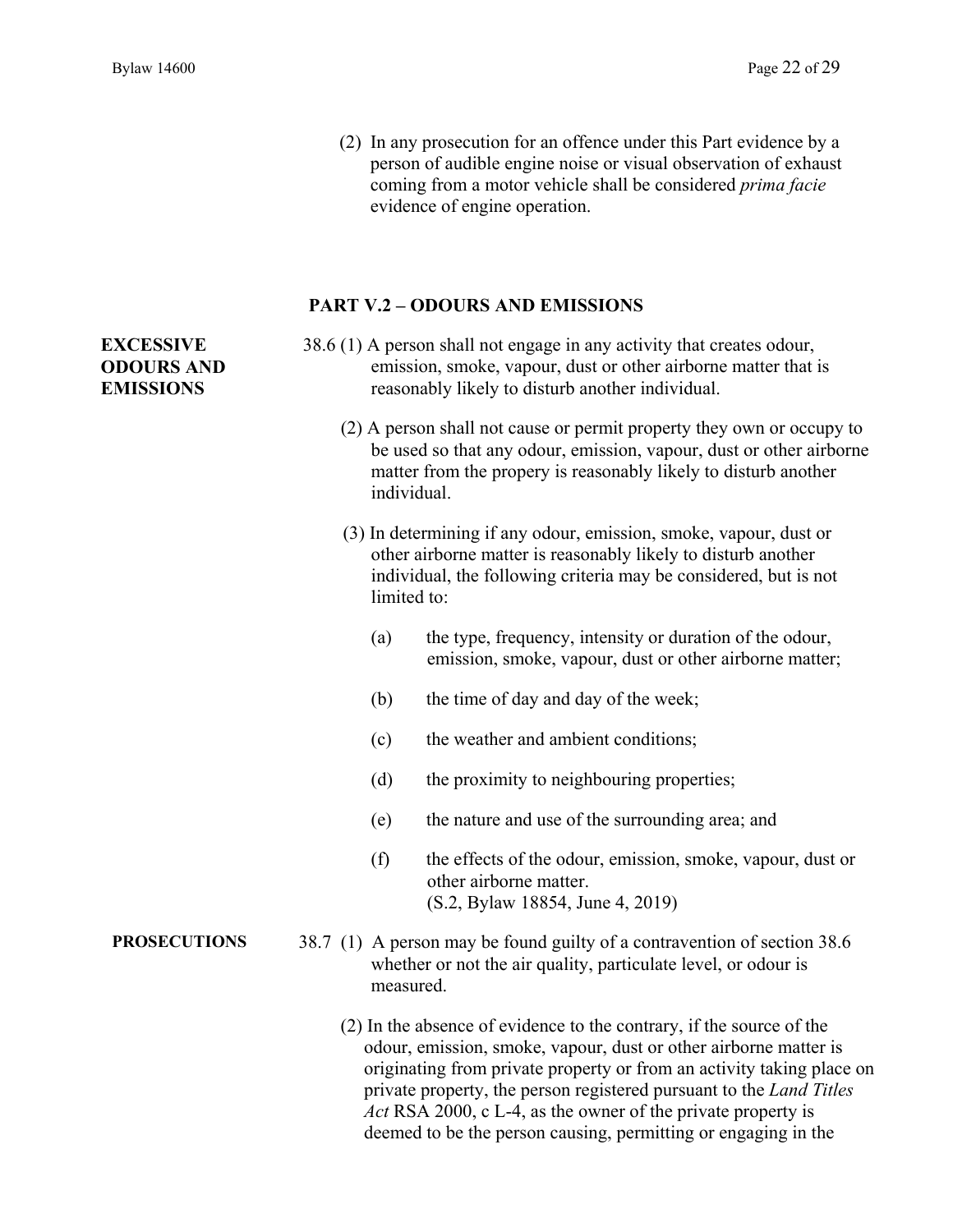(2) In any prosecution for an offence under this Part evidence by a person of audible engine noise or visual observation of exhaust coming from a motor vehicle shall be considered *prima facie* evidence of engine operation.

## PART V.2 – ODOURS AND EMISSIONS

**EXCESSIVE ODOURS AND EMISSIONS**

38.6 (1) A person shall not engage in any activity that creates odour, emission, smoke, vapour, dust or other airborne matter that is reasonably likely to disturb another individual.

(2) A person shall not cause or permit property they own or occupy to be used so that any odour, emission, vapour, dust or other airborne matter from the propery is reasonably likely to disturb another individual.

(3) In determining if any odour, emission, smoke, vapour, dust or other airborne matter is reasonably likely to disturb another individual, the following criteria may be considered, but is not limited to:

(a) the type, frequency, intensity or duration of the odour, emission, smoke, vapour, dust or other airborne matter;

(b) the time of day and day of the week;

(c) the weather and ambient conditions;

(d) the proximity to neighbouring properties;

(e) the nature and use of the surrounding area; and

(f) the effects of the odour, emission, smoke, vapour, dust or other airborne matter.
(S.2, Bylaw 18854, June 4, 2019)

**PROSECUTIONS**

38.7 (1) A person may be found guilty of a contravention of section 38.6 whether or not the air quality, particulate level, or odour is measured.

(2) In the absence of evidence to the contrary, if the source of the odour, emission, smoke, vapour, dust or other airborne matter is originating from private property or from an activity taking place on private property, the person registered pursuant to the *Land Titles Act* RSA 2000, c L-4, as the owner of the private property is deemed to be the person causing, permitting or engaging in the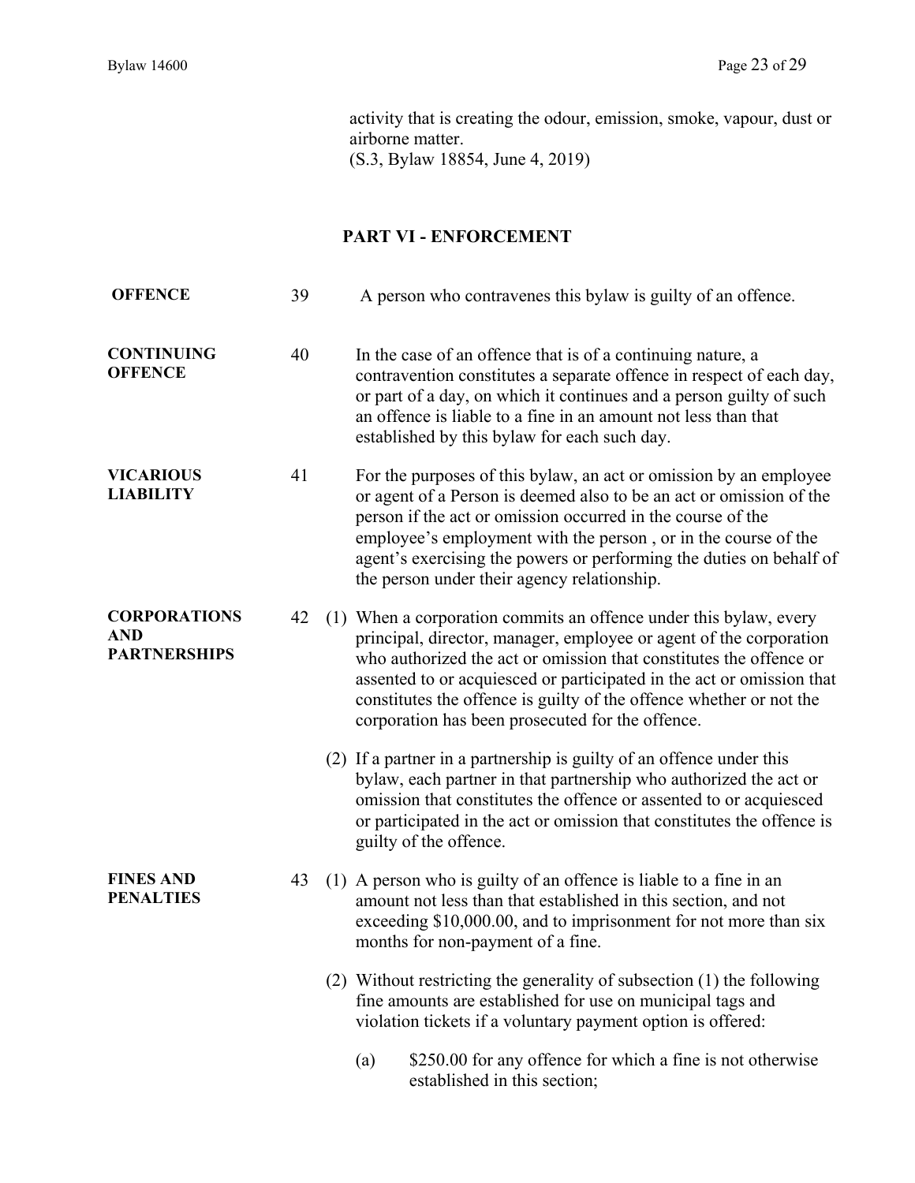activity that is creating the odour, emission, smoke, vapour, dust or airborne matter.
(S.3, Bylaw 18854, June 4, 2019)

## PART VI - ENFORCEMENT

**OFFENCE**

39 A person who contravenes this bylaw is guilty of an offence.

**CONTINUING OFFENCE**

40 In the case of an offence that is of a continuing nature, a contravention constitutes a separate offence in respect of each day, or part of a day, on which it continues and a person guilty of such an offence is liable to a fine in an amount not less than that established by this bylaw for each such day.

**VICARIOUS LIABILITY**

41 For the purposes of this bylaw, an act or omission by an employee or agent of a Person is deemed also to be an act or omission of the person if the act or omission occurred in the course of the employee's employment with the person , or in the course of the agent's exercising the powers or performing the duties on behalf of the person under their agency relationship.

**CORPORATIONS AND PARTNERSHIPS**

42 (1) When a corporation commits an offence under this bylaw, every principal, director, manager, employee or agent of the corporation who authorized the act or omission that constitutes the offence or assented to or acquiesced or participated in the act or omission that constitutes the offence is guilty of the offence whether or not the corporation has been prosecuted for the offence.

(2) If a partner in a partnership is guilty of an offence under this bylaw, each partner in that partnership who authorized the act or omission that constitutes the offence or assented to or acquiesced or participated in the act or omission that constitutes the offence is guilty of the offence.

**FINES AND PENALTIES**

43 (1) A person who is guilty of an offence is liable to a fine in an amount not less than that established in this section, and not exceeding $10,000.00, and to imprisonment for not more than six months for non-payment of a fine.

(2) Without restricting the generality of subsection (1) the following fine amounts are established for use on municipal tags and violation tickets if a voluntary payment option is offered:

(a) $250.00 for any offence for which a fine is not otherwise established in this section;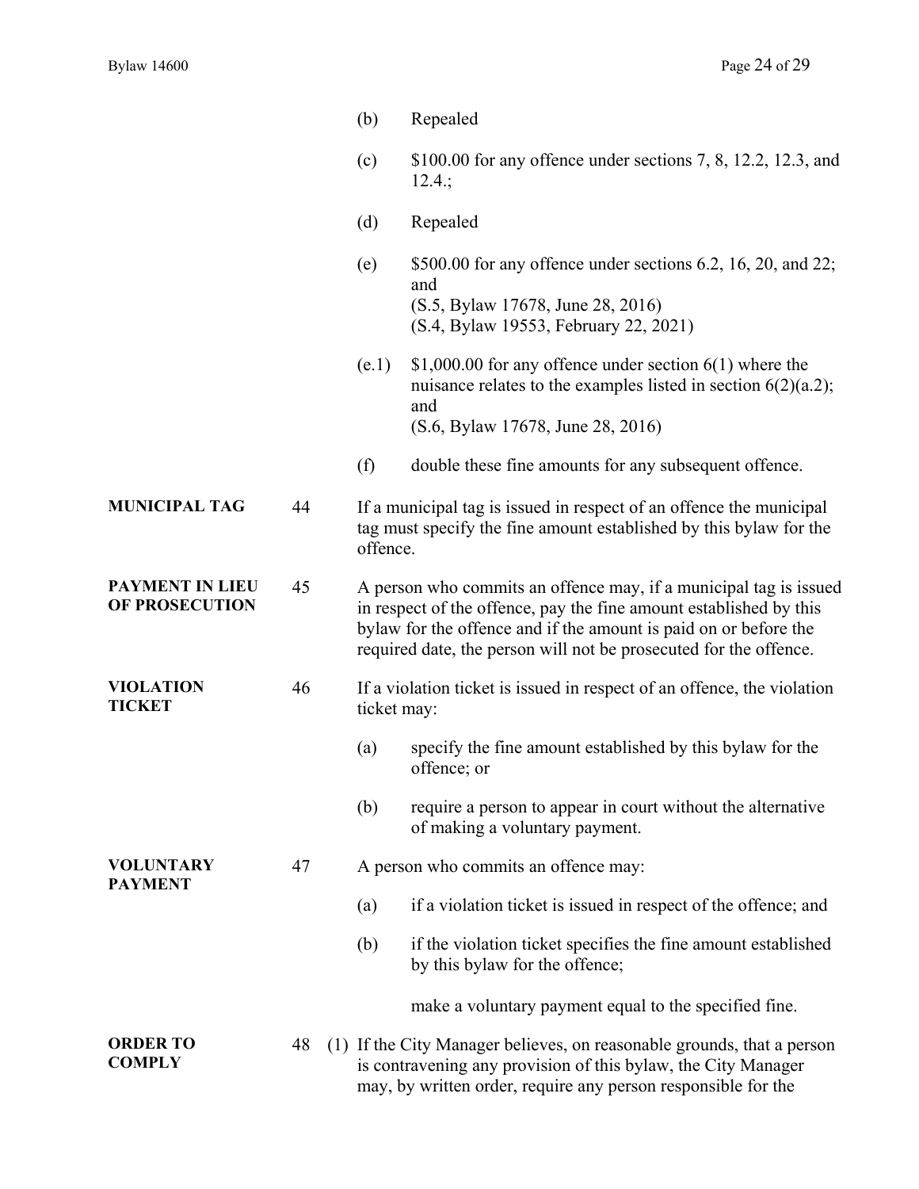(b) Repealed

(c) $100.00 for any offence under sections 7, 8, 12.2, 12.3, and 12.4.;

(d) Repealed

(e) $500.00 for any offence under sections 6.2, 16, 20, and 22; and
(S.5, Bylaw 17678, June 28, 2016)
(S.4, Bylaw 19553, February 22, 2021)

(e.1) $1,000.00 for any offence under section 6(1) where the nuisance relates to the examples listed in section 6(2)(a.2); and
(S.6, Bylaw 17678, June 28, 2016)

(f) double these fine amounts for any subsequent offence.

**MUNICIPAL TAG**

44 If a municipal tag is issued in respect of an offence the municipal tag must specify the fine amount established by this bylaw for the offence.

**PAYMENT IN LIEU OF PROSECUTION**

45 A person who commits an offence may, if a municipal tag is issued in respect of the offence, pay the fine amount established by this bylaw for the offence and if the amount is paid on or before the required date, the person will not be prosecuted for the offence.

**VIOLATION TICKET**

46 If a violation ticket is issued in respect of an offence, the violation ticket may:

(a) specify the fine amount established by this bylaw for the offence; or

(b) require a person to appear in court without the alternative of making a voluntary payment.

**VOLUNTARY PAYMENT**

47 A person who commits an offence may:

(a) if a violation ticket is issued in respect of the offence; and

(b) if the violation ticket specifies the fine amount established by this bylaw for the offence;

make a voluntary payment equal to the specified fine.

**ORDER TO COMPLY**

48 (1) If the City Manager believes, on reasonable grounds, that a person is contravening any provision of this bylaw, the City Manager may, by written order, require any person responsible for the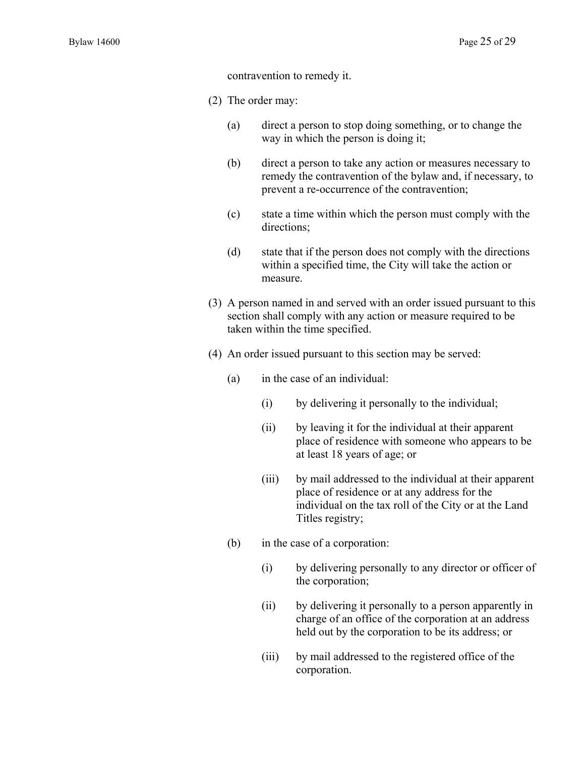contravention to remedy it.

(2) The order may:

(a) direct a person to stop doing something, or to change the way in which the person is doing it;

(b) direct a person to take any action or measures necessary to remedy the contravention of the bylaw and, if necessary, to prevent a re-occurrence of the contravention;

(c) state a time within which the person must comply with the directions;

(d) state that if the person does not comply with the directions within a specified time, the City will take the action or measure.

(3) A person named in and served with an order issued pursuant to this section shall comply with any action or measure required to be taken within the time specified.

(4) An order issued pursuant to this section may be served:

(a) in the case of an individual:

(i) by delivering it personally to the individual;

(ii) by leaving it for the individual at their apparent place of residence with someone who appears to be at least 18 years of age; or

(iii) by mail addressed to the individual at their apparent place of residence or at any address for the individual on the tax roll of the City or at the Land Titles registry;

(b) in the case of a corporation:

(i) by delivering personally to any director or officer of the corporation;

(ii) by delivering it personally to a person apparently in charge of an office of the corporation at an address held out by the corporation to be its address; or

(iii) by mail addressed to the registered office of the corporation.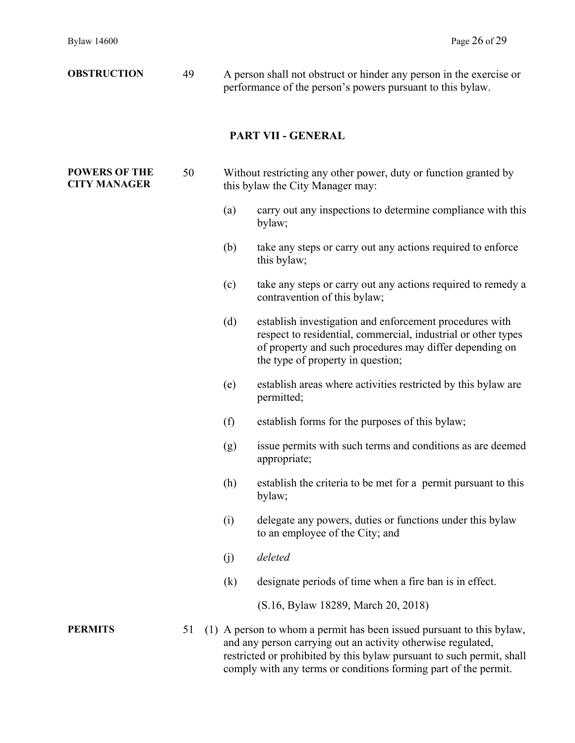**OBSTRUCTION**

49 A person shall not obstruct or hinder any person in the exercise or performance of the person's powers pursuant to this bylaw.

## PART VII - GENERAL

**POWERS OF THE CITY MANAGER**

50 Without restricting any other power, duty or function granted by this bylaw the City Manager may:

(a) carry out any inspections to determine compliance with this bylaw;

(b) take any steps or carry out any actions required to enforce this bylaw;

(c) take any steps or carry out any actions required to remedy a contravention of this bylaw;

(d) establish investigation and enforcement procedures with respect to residential, commercial, industrial or other types of property and such procedures may differ depending on the type of property in question;

(e) establish areas where activities restricted by this bylaw are permitted;

(f) establish forms for the purposes of this bylaw;

(g) issue permits with such terms and conditions as are deemed appropriate;

(h) establish the criteria to be met for a permit pursuant to this bylaw;

(i) delegate any powers, duties or functions under this bylaw to an employee of the City; and

(j) *deleted*

(k) designate periods of time when a fire ban is in effect.

(S.16, Bylaw 18289, March 20, 2018)

**PERMITS**

51 (1) A person to whom a permit has been issued pursuant to this bylaw, and any person carrying out an activity otherwise regulated, restricted or prohibited by this bylaw pursuant to such permit, shall comply with any terms or conditions forming part of the permit.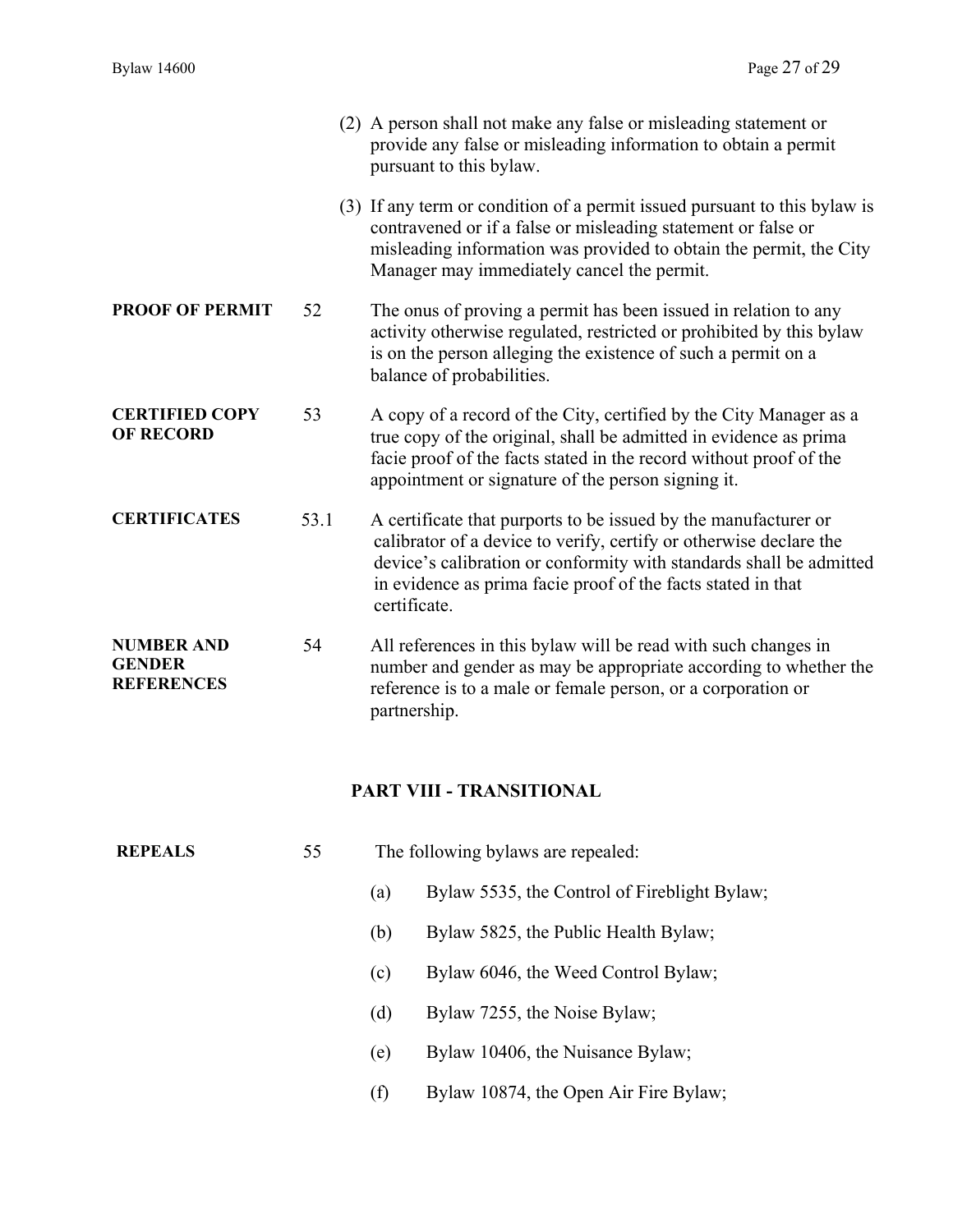(2) A person shall not make any false or misleading statement or provide any false or misleading information to obtain a permit pursuant to this bylaw.

(3) If any term or condition of a permit issued pursuant to this bylaw is contravened or if a false or misleading statement or false or misleading information was provided to obtain the permit, the City Manager may immediately cancel the permit.

**PROOF OF PERMIT** 52 The onus of proving a permit has been issued in relation to any activity otherwise regulated, restricted or prohibited by this bylaw is on the person alleging the existence of such a permit on a balance of probabilities.

**CERTIFIED COPY OF RECORD** 53 A copy of a record of the City, certified by the City Manager as a true copy of the original, shall be admitted in evidence as prima facie proof of the facts stated in the record without proof of the appointment or signature of the person signing it.

**CERTIFICATES** 53.1 A certificate that purports to be issued by the manufacturer or calibrator of a device to verify, certify or otherwise declare the device's calibration or conformity with standards shall be admitted in evidence as prima facie proof of the facts stated in that certificate.

**NUMBER AND GENDER REFERENCES** 54 All references in this bylaw will be read with such changes in number and gender as may be appropriate according to whether the reference is to a male or female person, or a corporation or partnership.

## PART VIII - TRANSITIONAL

**REPEALS** 55 The following bylaws are repealed:

(a) Bylaw 5535, the Control of Fireblight Bylaw;

(b) Bylaw 5825, the Public Health Bylaw;

(c) Bylaw 6046, the Weed Control Bylaw;

(d) Bylaw 7255, the Noise Bylaw;

(e) Bylaw 10406, the Nuisance Bylaw;

(f) Bylaw 10874, the Open Air Fire Bylaw;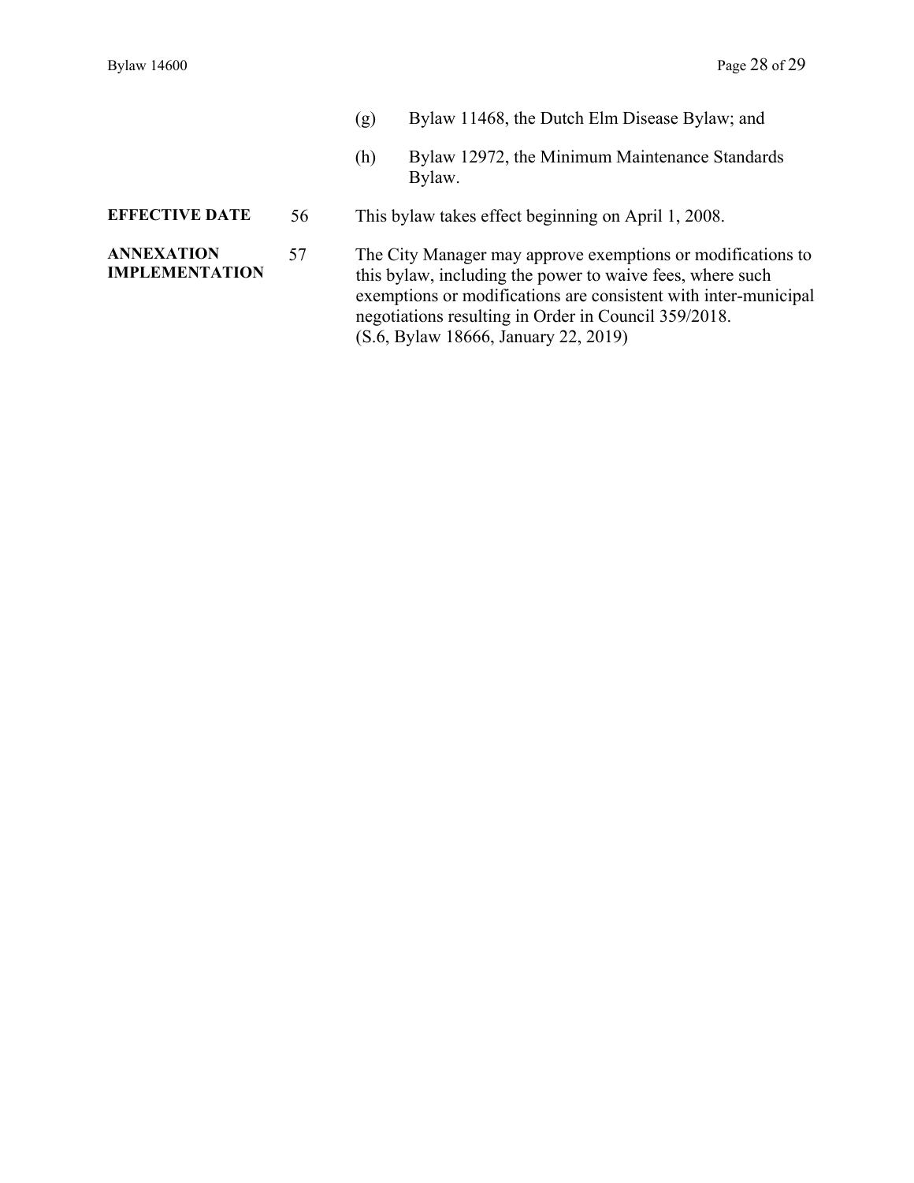(g) Bylaw 11468, the Dutch Elm Disease Bylaw; and

(h) Bylaw 12972, the Minimum Maintenance Standards Bylaw.

**EFFECTIVE DATE**

56 This bylaw takes effect beginning on April 1, 2008.

**ANNEXATION IMPLEMENTATION**

57 The City Manager may approve exemptions or modifications to this bylaw, including the power to waive fees, where such exemptions or modifications are consistent with inter-municipal negotiations resulting in Order in Council 359/2018.
(S.6, Bylaw 18666, January 22, 2019)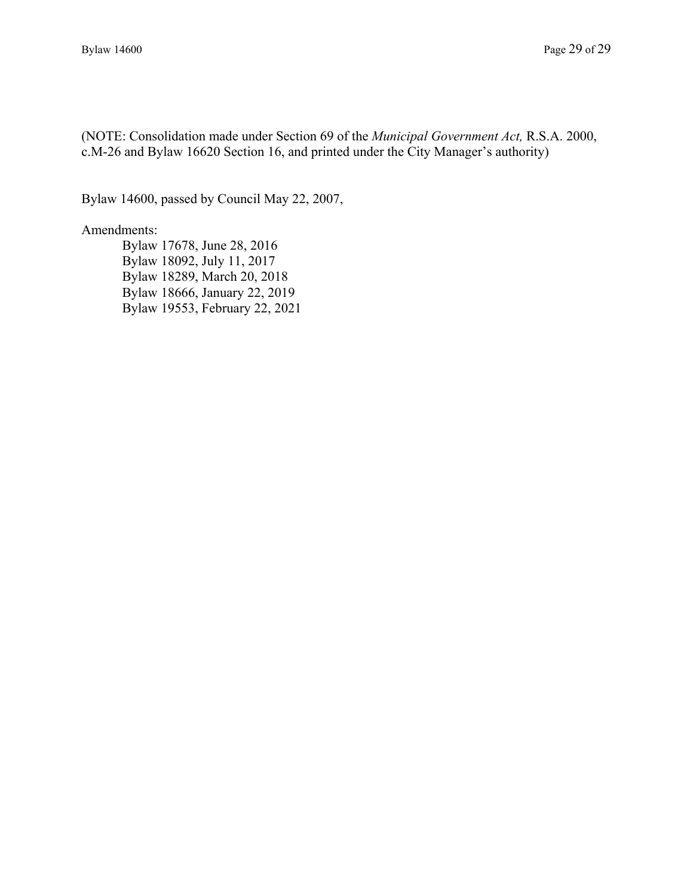(NOTE: Consolidation made under Section 69 of the *Municipal Government Act,* R.S.A. 2000, c.M-26 and Bylaw 16620 Section 16, and printed under the City Manager's authority)

Bylaw 14600, passed by Council May 22, 2007,

Amendments:

Bylaw 17678, June 28, 2016
Bylaw 18092, July 11, 2017
Bylaw 18289, March 20, 2018
Bylaw 18666, January 22, 2019
Bylaw 19553, February 22, 2021